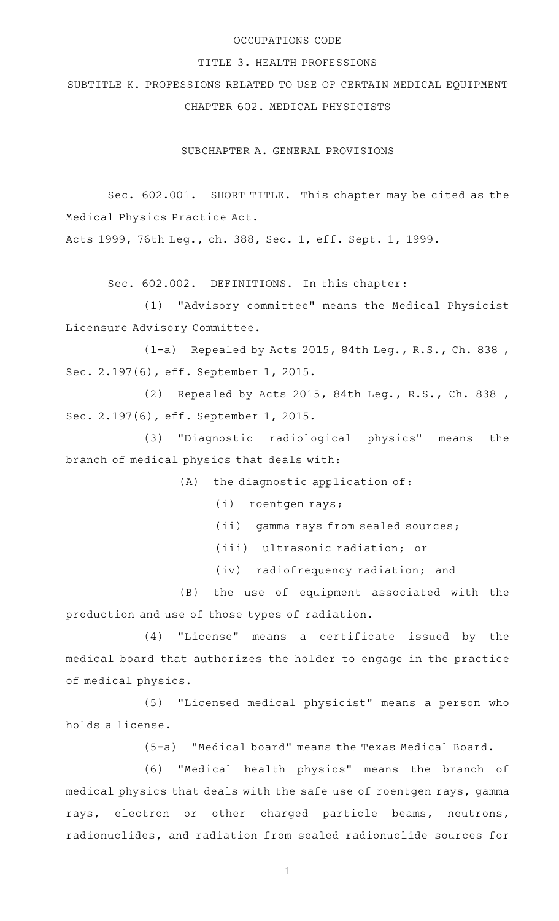# OCCUPATIONS CODE

## TITLE 3. HEALTH PROFESSIONS

## SUBTITLE K. PROFESSIONS RELATED TO USE OF CERTAIN MEDICAL EQUIPMENT

## CHAPTER 602. MEDICAL PHYSICISTS

### SUBCHAPTER A. GENERAL PROVISIONS

Sec. 602.001. SHORT TITLE. This chapter may be cited as the Medical Physics Practice Act.

Acts 1999, 76th Leg., ch. 388, Sec. 1, eff. Sept. 1, 1999.

Sec. 602.002. DEFINITIONS. In this chapter:

(1) "Advisory committee" means the Medical Physicist Licensure Advisory Committee.

(1-a) Repealed by Acts 2015, 84th Leg., R.S., Ch. 838, Sec. 2.197(6), eff. September 1, 2015.

(2) Repealed by Acts 2015, 84th Leg., R.S., Ch. 838, Sec. 2.197(6), eff. September 1, 2015.

(3) "Diagnostic radiological physics" means the branch of medical physics that deals with:

(A) the diagnostic application of:

(i) roentgen rays;

(ii) gamma rays from sealed sources;

(iii) ultrasonic radiation; or

(iv) radiofrequency radiation; and

(B) the use of equipment associated with the production and use of those types of radiation.

(4) "License" means a certificate issued by the medical board that authorizes the holder to engage in the practice of medical physics.

(5) "Licensed medical physicist" means a person who holds a license.

(5-a) "Medical board" means the Texas Medical Board.

(6) "Medical health physics" means the branch of medical physics that deals with the safe use of roentgen rays, gamma rays, electron or other charged particle beams, neutrons, radionuclides, and radiation from sealed radionuclide sources for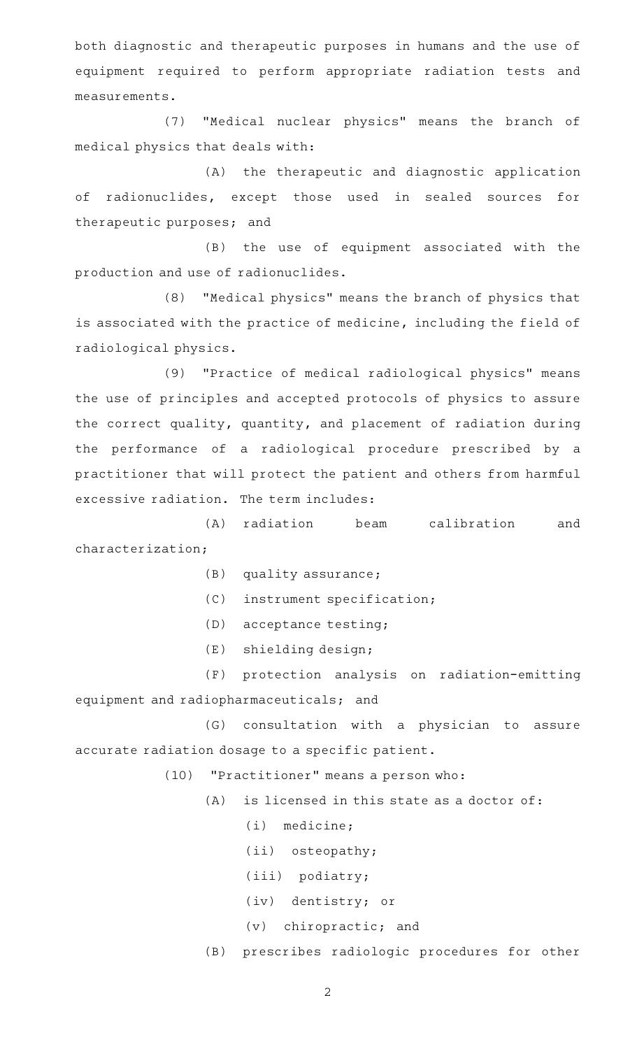both diagnostic and therapeutic purposes in humans and the use of equipment required to perform appropriate radiation tests and measurements.

(7) "Medical nuclear physics" means the branch of medical physics that deals with:

(A) the therapeutic and diagnostic application of radionuclides, except those used in sealed sources for therapeutic purposes; and

(B) the use of equipment associated with the production and use of radionuclides.

(8) "Medical physics" means the branch of physics that is associated with the practice of medicine, including the field of radiological physics.

(9) "Practice of medical radiological physics" means the use of principles and accepted protocols of physics to assure the correct quality, quantity, and placement of radiation during the performance of a radiological procedure prescribed by a practitioner that will protect the patient and others from harmful excessive radiation. The term includes:

(A) radiation beam calibration and characterization;

(B) quality assurance;

(C) instrument specification;

(D) acceptance testing;

(E) shielding design;

(F) protection analysis on radiation-emitting equipment and radiopharmaceuticals; and

(G) consultation with a physician to assure accurate radiation dosage to a specific patient.

(10) "Practitioner" means a person who:

(A) is licensed in this state as a doctor of:

(i) medicine;

(ii) osteopathy;

(iii) podiatry;

(iv) dentistry; or

(v) chiropractic; and

(B) prescribes radiologic procedures for other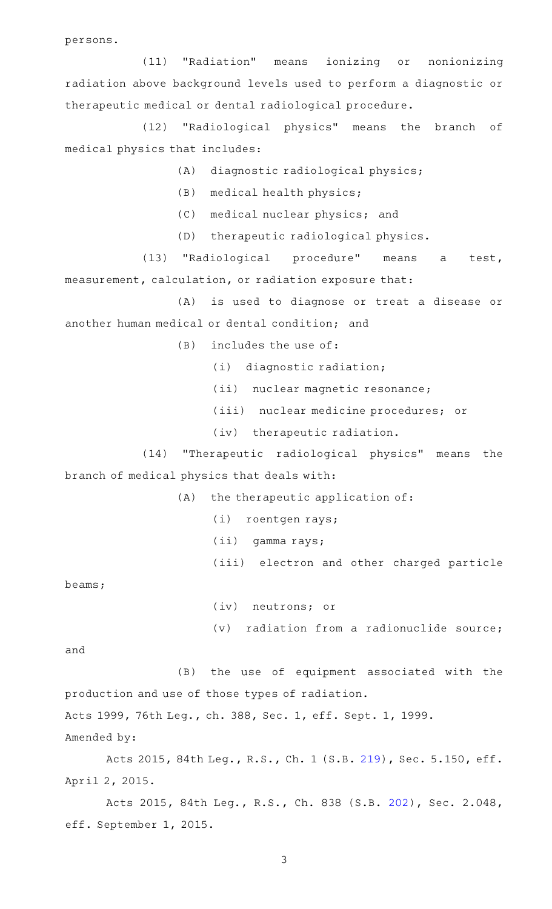persons.

(11) "Radiation" means ionizing or nonionizing radiation above background levels used to perform a diagnostic or therapeutic medical or dental radiological procedure.

(12) "Radiological physics" means the branch of medical physics that includes:

(A) diagnostic radiological physics;

(B) medical health physics;

(C) medical nuclear physics; and

(D) therapeutic radiological physics.

(13) "Radiological procedure" means a test, measurement, calculation, or radiation exposure that:

(A) is used to diagnose or treat a disease or another human medical or dental condition; and

(B) includes the use of:

(i) diagnostic radiation;

(ii) nuclear magnetic resonance;

(iii) nuclear medicine procedures; or

(iv) therapeutic radiation.

(14) "Therapeutic radiological physics" means the branch of medical physics that deals with:

(A) the therapeutic application of:

(i) roentgen rays;

(ii) gamma rays;

(iii) electron and other charged particle beams;

(iv) neutrons; or

(v) radiation from a radionuclide source; and

(B) the use of equipment associated with the production and use of those types of radiation.

Acts 1999, 76th Leg., ch. 388, Sec. 1, eff. Sept. 1, 1999.

Amended by:

Acts 2015, 84th Leg., R.S., Ch. 1 (S.B. 219), Sec. 5.150, eff. April 2, 2015.

Acts 2015, 84th Leg., R.S., Ch. 838 (S.B. 202), Sec. 2.048, eff. September 1, 2015.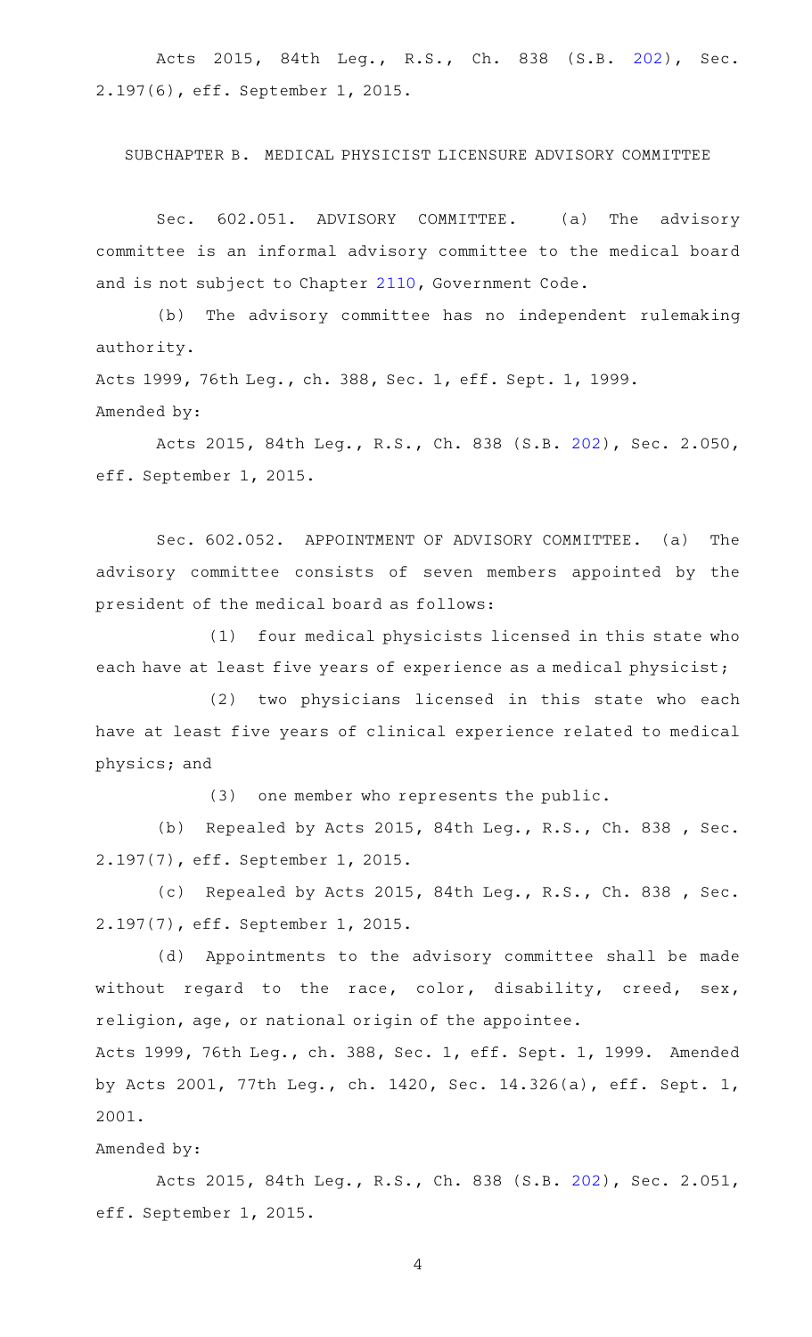Acts 2015, 84th Leg., R.S., Ch. 838 (S.B. 202), Sec. 2.197(6), eff. September 1, 2015.

SUBCHAPTER B. MEDICAL PHYSICIST LICENSURE ADVISORY COMMITTEE

Sec. 602.051. ADVISORY COMMITTEE. (a) The advisory committee is an informal advisory committee to the medical board and is not subject to Chapter 2110, Government Code.

(b) The advisory committee has no independent rulemaking authority.

Acts 1999, 76th Leg., ch. 388, Sec. 1, eff. Sept. 1, 1999.

Amended by:

Acts 2015, 84th Leg., R.S., Ch. 838 (S.B. 202), Sec. 2.050, eff. September 1, 2015.

Sec. 602.052. APPOINTMENT OF ADVISORY COMMITTEE. (a) The advisory committee consists of seven members appointed by the president of the medical board as follows:

(1) four medical physicists licensed in this state who each have at least five years of experience as a medical physicist;

(2) two physicians licensed in this state who each have at least five years of clinical experience related to medical physics; and

(3) one member who represents the public.

(b) Repealed by Acts 2015, 84th Leg., R.S., Ch. 838 , Sec. 2.197(7), eff. September 1, 2015.

(c) Repealed by Acts 2015, 84th Leg., R.S., Ch. 838 , Sec. 2.197(7), eff. September 1, 2015.

(d) Appointments to the advisory committee shall be made without regard to the race, color, disability, creed, sex, religion, age, or national origin of the appointee.

Acts 1999, 76th Leg., ch. 388, Sec. 1, eff. Sept. 1, 1999. Amended by Acts 2001, 77th Leg., ch. 1420, Sec. 14.326(a), eff. Sept. 1, 2001.

Amended by:

Acts 2015, 84th Leg., R.S., Ch. 838 (S.B. 202), Sec. 2.051, eff. September 1, 2015.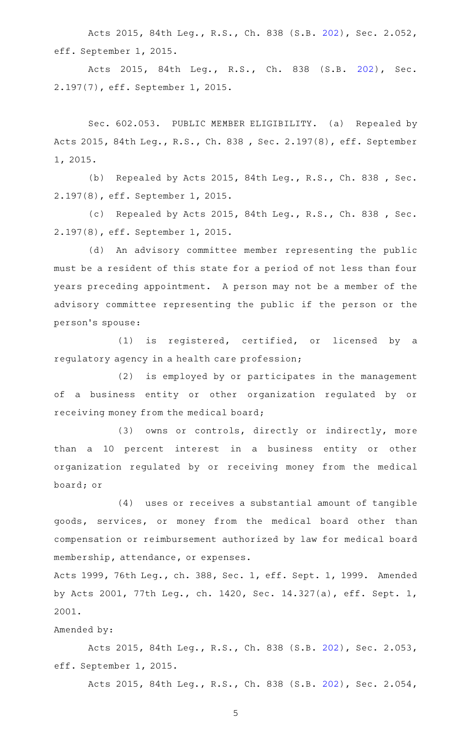Acts 2015, 84th Leg., R.S., Ch. 838 (S.B. 202), Sec. 2.052, eff. September 1, 2015.

Acts 2015, 84th Leg., R.S., Ch. 838 (S.B. 202), Sec. 2.197(7), eff. September 1, 2015.

Sec. 602.053. PUBLIC MEMBER ELIGIBILITY. (a) Repealed by Acts 2015, 84th Leg., R.S., Ch. 838 , Sec. 2.197(8), eff. September 1, 2015.

(b) Repealed by Acts 2015, 84th Leg., R.S., Ch. 838 , Sec. 2.197(8), eff. September 1, 2015.

(c) Repealed by Acts 2015, 84th Leg., R.S., Ch. 838 , Sec. 2.197(8), eff. September 1, 2015.

(d) An advisory committee member representing the public must be a resident of this state for a period of not less than four years preceding appointment. A person may not be a member of the advisory committee representing the public if the person or the person's spouse:

(1) is registered, certified, or licensed by a regulatory agency in a health care profession;

(2) is employed by or participates in the management of a business entity or other organization regulated by or receiving money from the medical board;

(3) owns or controls, directly or indirectly, more than a 10 percent interest in a business entity or other organization regulated by or receiving money from the medical board; or

(4) uses or receives a substantial amount of tangible goods, services, or money from the medical board other than compensation or reimbursement authorized by law for medical board membership, attendance, or expenses.

Acts 1999, 76th Leg., ch. 388, Sec. 1, eff. Sept. 1, 1999. Amended by Acts 2001, 77th Leg., ch. 1420, Sec. 14.327(a), eff. Sept. 1, 2001.

Amended by:

Acts 2015, 84th Leg., R.S., Ch. 838 (S.B. 202), Sec. 2.053, eff. September 1, 2015.

Acts 2015, 84th Leg., R.S., Ch. 838 (S.B. 202), Sec. 2.054,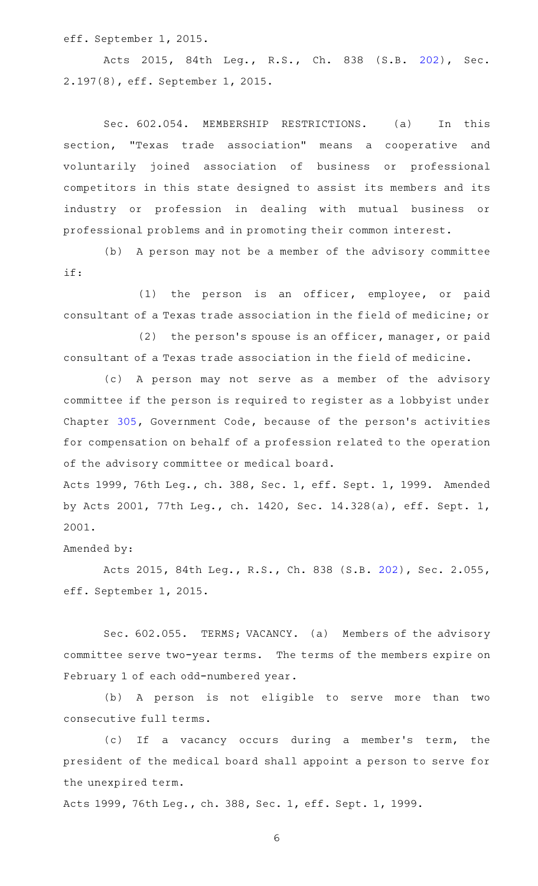eff. September 1, 2015.

Acts 2015, 84th Leg., R.S., Ch. 838 (S.B. 202), Sec. 2.197(8), eff. September 1, 2015.

Sec. 602.054. MEMBERSHIP RESTRICTIONS. (a) In this section, "Texas trade association" means a cooperative and voluntarily joined association of business or professional competitors in this state designed to assist its members and its industry or profession in dealing with mutual business or professional problems and in promoting their common interest.

(b) A person may not be a member of the advisory committee if:

(1) the person is an officer, employee, or paid consultant of a Texas trade association in the field of medicine; or

(2) the person's spouse is an officer, manager, or paid consultant of a Texas trade association in the field of medicine.

(c) A person may not serve as a member of the advisory committee if the person is required to register as a lobbyist under Chapter 305, Government Code, because of the person's activities for compensation on behalf of a profession related to the operation of the advisory committee or medical board.

Acts 1999, 76th Leg., ch. 388, Sec. 1, eff. Sept. 1, 1999. Amended by Acts 2001, 77th Leg., ch. 1420, Sec. 14.328(a), eff. Sept. 1, 2001.

Amended by:

Acts 2015, 84th Leg., R.S., Ch. 838 (S.B. 202), Sec. 2.055, eff. September 1, 2015.

Sec. 602.055. TERMS; VACANCY. (a) Members of the advisory committee serve two-year terms. The terms of the members expire on February 1 of each odd-numbered year.

(b) A person is not eligible to serve more than two consecutive full terms.

(c) If a vacancy occurs during a member's term, the president of the medical board shall appoint a person to serve for the unexpired term.

Acts 1999, 76th Leg., ch. 388, Sec. 1, eff. Sept. 1, 1999.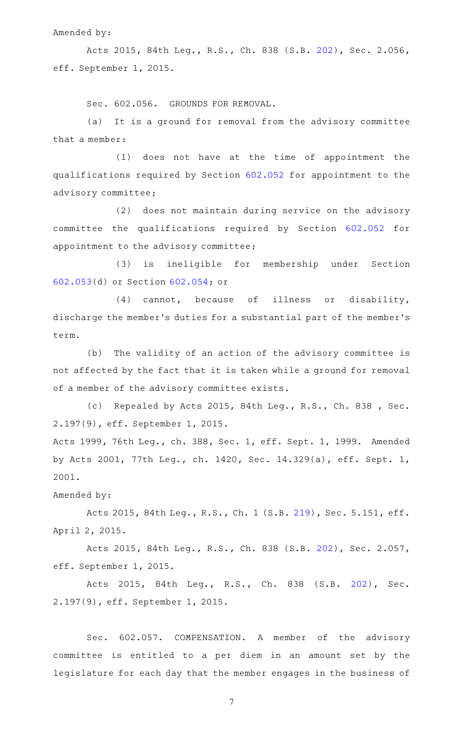Amended by:

Acts 2015, 84th Leg., R.S., Ch. 838 (S.B. 202), Sec. 2.056, eff. September 1, 2015.

Sec. 602.056. GROUNDS FOR REMOVAL.

(a) It is a ground for removal from the advisory committee that a member:

(1) does not have at the time of appointment the qualifications required by Section 602.052 for appointment to the advisory committee;

(2) does not maintain during service on the advisory committee the qualifications required by Section 602.052 for appointment to the advisory committee;

(3) is ineligible for membership under Section 602.053(d) or Section 602.054; or

(4) cannot, because of illness or disability, discharge the member's duties for a substantial part of the member's term.

(b) The validity of an action of the advisory committee is not affected by the fact that it is taken while a ground for removal of a member of the advisory committee exists.

(c) Repealed by Acts 2015, 84th Leg., R.S., Ch. 838 , Sec. 2.197(9), eff. September 1, 2015.

Acts 1999, 76th Leg., ch. 388, Sec. 1, eff. Sept. 1, 1999. Amended by Acts 2001, 77th Leg., ch. 1420, Sec. 14.329(a), eff. Sept. 1, 2001.

Amended by:

Acts 2015, 84th Leg., R.S., Ch. 1 (S.B. 219), Sec. 5.151, eff. April 2, 2015.

Acts 2015, 84th Leg., R.S., Ch. 838 (S.B. 202), Sec. 2.057, eff. September 1, 2015.

Acts 2015, 84th Leg., R.S., Ch. 838 (S.B. 202), Sec. 2.197(9), eff. September 1, 2015.

Sec. 602.057. COMPENSATION. A member of the advisory committee is entitled to a per diem in an amount set by the legislature for each day that the member engages in the business of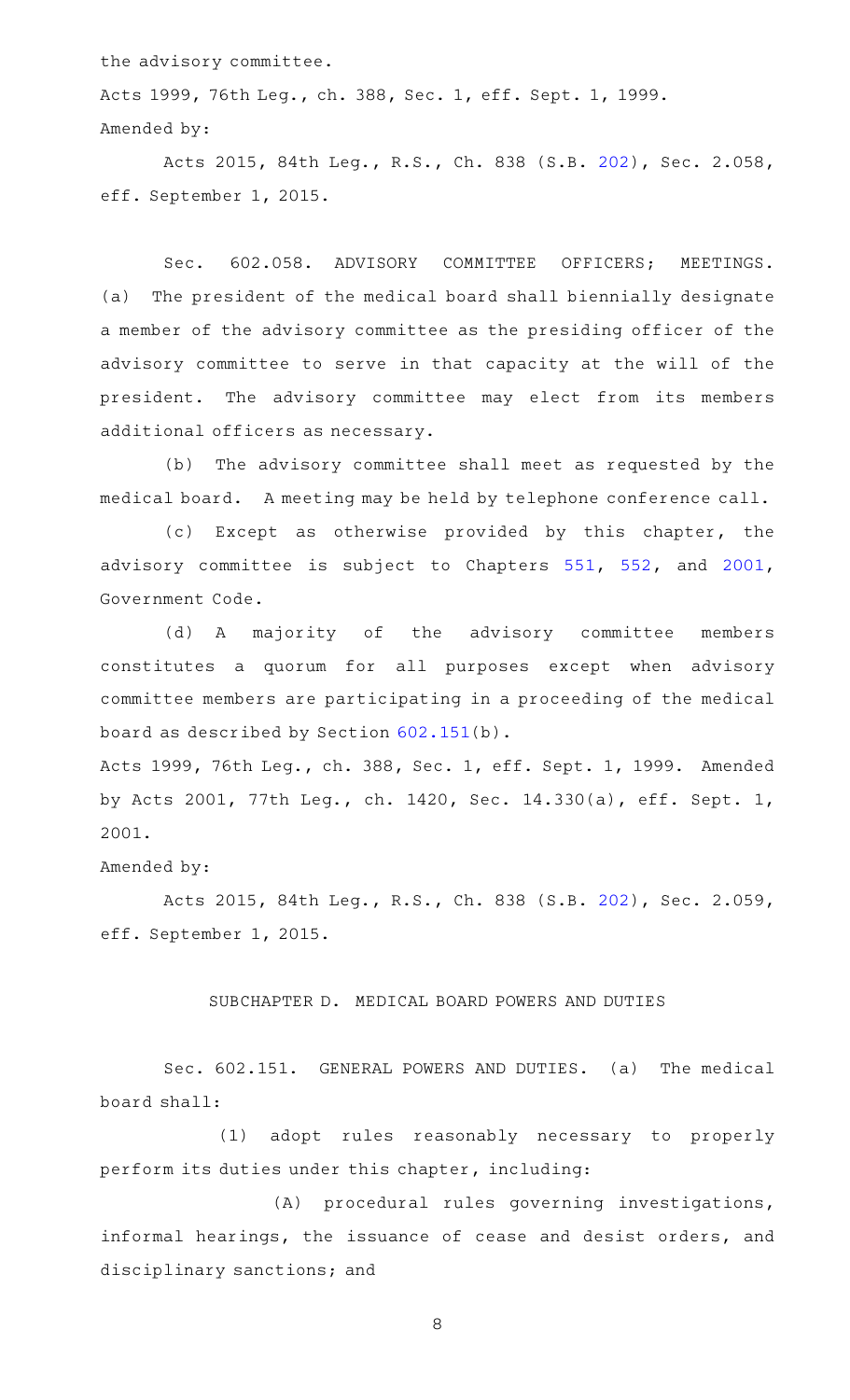the advisory committee.

Acts 1999, 76th Leg., ch. 388, Sec. 1, eff. Sept. 1, 1999.

Amended by:

Acts 2015, 84th Leg., R.S., Ch. 838 (S.B. 202), Sec. 2.058, eff. September 1, 2015.

Sec. 602.058. ADVISORY COMMITTEE OFFICERS; MEETINGS. (a) The president of the medical board shall biennially designate a member of the advisory committee as the presiding officer of the advisory committee to serve in that capacity at the will of the president. The advisory committee may elect from its members additional officers as necessary.

(b) The advisory committee shall meet as requested by the medical board. A meeting may be held by telephone conference call.

(c) Except as otherwise provided by this chapter, the advisory committee is subject to Chapters 551, 552, and 2001, Government Code.

(d) A majority of the advisory committee members constitutes a quorum for all purposes except when advisory committee members are participating in a proceeding of the medical board as described by Section 602.151(b).

Acts 1999, 76th Leg., ch. 388, Sec. 1, eff. Sept. 1, 1999. Amended by Acts 2001, 77th Leg., ch. 1420, Sec. 14.330(a), eff. Sept. 1, 2001.

Amended by:

Acts 2015, 84th Leg., R.S., Ch. 838 (S.B. 202), Sec. 2.059, eff. September 1, 2015.

## SUBCHAPTER D. MEDICAL BOARD POWERS AND DUTIES

Sec. 602.151. GENERAL POWERS AND DUTIES. (a) The medical board shall:

(1) adopt rules reasonably necessary to properly perform its duties under this chapter, including:

(A) procedural rules governing investigations, informal hearings, the issuance of cease and desist orders, and disciplinary sanctions; and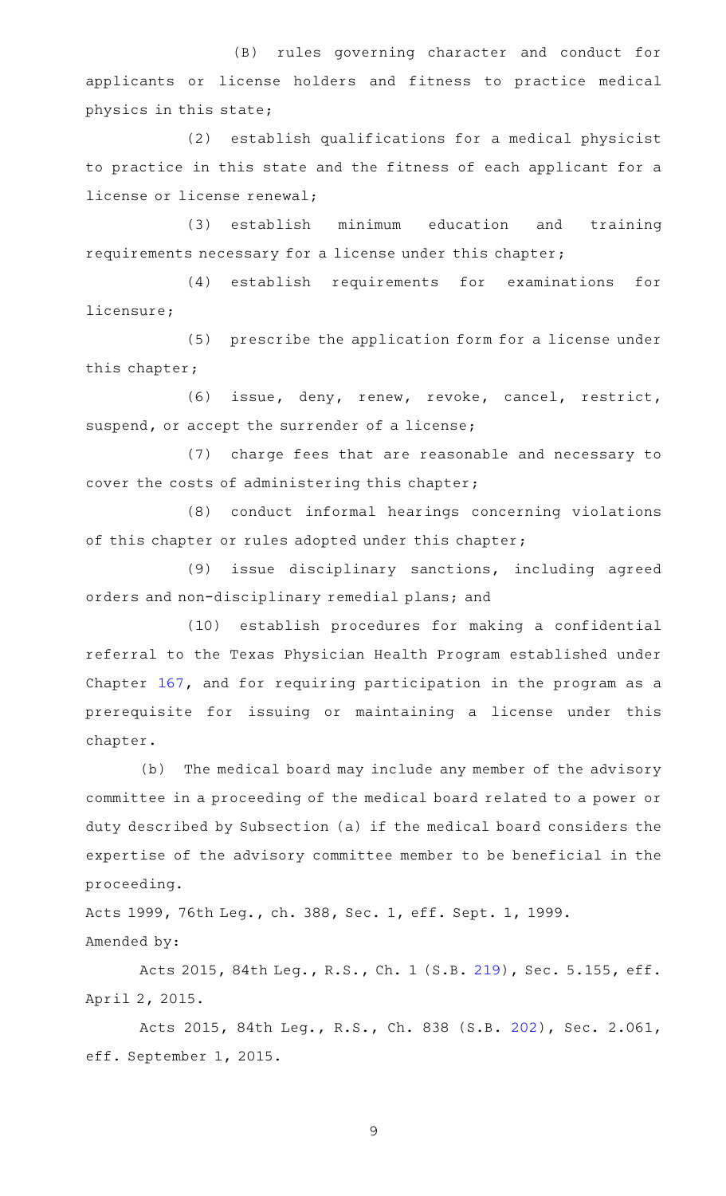(B) rules governing character and conduct for applicants or license holders and fitness to practice medical physics in this state;

(2) establish qualifications for a medical physicist to practice in this state and the fitness of each applicant for a license or license renewal;

(3) establish minimum education and training requirements necessary for a license under this chapter;

(4) establish requirements for examinations for licensure;

(5) prescribe the application form for a license under this chapter;

(6) issue, deny, renew, revoke, cancel, restrict, suspend, or accept the surrender of a license;

(7) charge fees that are reasonable and necessary to cover the costs of administering this chapter;

(8) conduct informal hearings concerning violations of this chapter or rules adopted under this chapter;

(9) issue disciplinary sanctions, including agreed orders and non-disciplinary remedial plans; and

(10) establish procedures for making a confidential referral to the Texas Physician Health Program established under Chapter 167, and for requiring participation in the program as a prerequisite for issuing or maintaining a license under this chapter.

(b) The medical board may include any member of the advisory committee in a proceeding of the medical board related to a power or duty described by Subsection (a) if the medical board considers the expertise of the advisory committee member to be beneficial in the proceeding.

Acts 1999, 76th Leg., ch. 388, Sec. 1, eff. Sept. 1, 1999.

Amended by:

Acts 2015, 84th Leg., R.S., Ch. 1 (S.B. 219), Sec. 5.155, eff. April 2, 2015.

Acts 2015, 84th Leg., R.S., Ch. 838 (S.B. 202), Sec. 2.061, eff. September 1, 2015.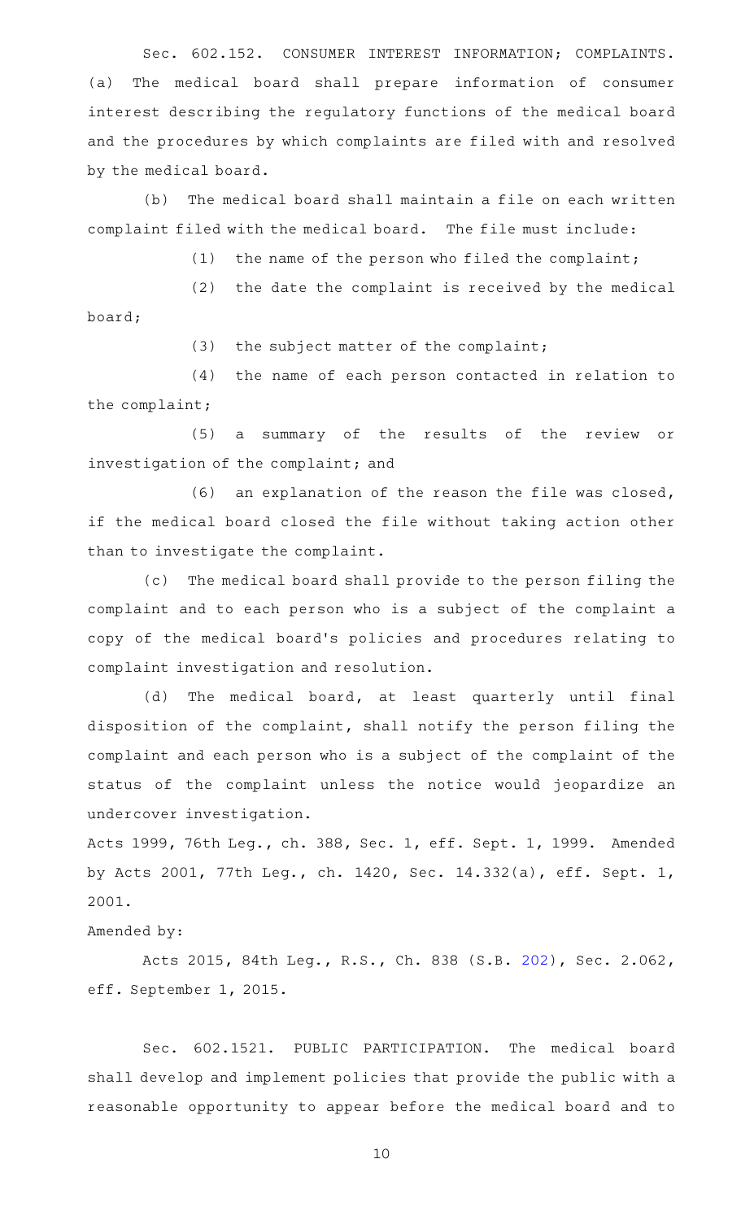Sec. 602.152. CONSUMER INTEREST INFORMATION; COMPLAINTS. (a) The medical board shall prepare information of consumer interest describing the regulatory functions of the medical board and the procedures by which complaints are filed with and resolved by the medical board.

(b) The medical board shall maintain a file on each written complaint filed with the medical board. The file must include:

(1) the name of the person who filed the complaint;

(2) the date the complaint is received by the medical board;

(3) the subject matter of the complaint;

(4) the name of each person contacted in relation to the complaint;

(5) a summary of the results of the review or investigation of the complaint; and

(6) an explanation of the reason the file was closed, if the medical board closed the file without taking action other than to investigate the complaint.

(c) The medical board shall provide to the person filing the complaint and to each person who is a subject of the complaint a copy of the medical board's policies and procedures relating to complaint investigation and resolution.

(d) The medical board, at least quarterly until final disposition of the complaint, shall notify the person filing the complaint and each person who is a subject of the complaint of the status of the complaint unless the notice would jeopardize an undercover investigation.

Acts 1999, 76th Leg., ch. 388, Sec. 1, eff. Sept. 1, 1999. Amended by Acts 2001, 77th Leg., ch. 1420, Sec. 14.332(a), eff. Sept. 1, 2001.

Amended by:

Acts 2015, 84th Leg., R.S., Ch. 838 (S.B. 202), Sec. 2.062, eff. September 1, 2015.

Sec. 602.1521. PUBLIC PARTICIPATION. The medical board shall develop and implement policies that provide the public with a reasonable opportunity to appear before the medical board and to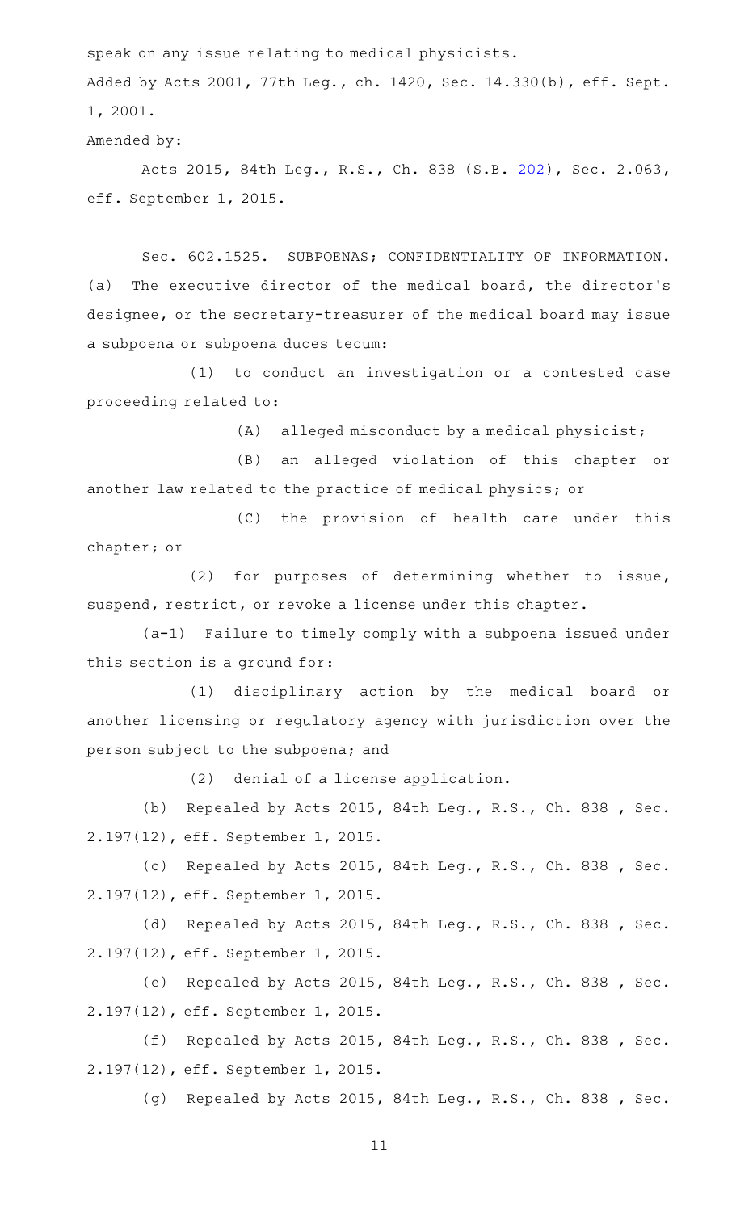speak on any issue relating to medical physicists.

Added by Acts 2001, 77th Leg., ch. 1420, Sec. 14.330(b), eff. Sept. 1, 2001.

Amended by:

Acts 2015, 84th Leg., R.S., Ch. 838 (S.B. 202), Sec. 2.063, eff. September 1, 2015.

Sec. 602.1525. SUBPOENAS; CONFIDENTIALITY OF INFORMATION. (a) The executive director of the medical board, the director's designee, or the secretary-treasurer of the medical board may issue a subpoena or subpoena duces tecum:

(1) to conduct an investigation or a contested case proceeding related to:

(A) alleged misconduct by a medical physicist;

(B) an alleged violation of this chapter or another law related to the practice of medical physics; or

(C) the provision of health care under this chapter; or

(2) for purposes of determining whether to issue, suspend, restrict, or revoke a license under this chapter.

(a-1) Failure to timely comply with a subpoena issued under this section is a ground for:

(1) disciplinary action by the medical board or another licensing or regulatory agency with jurisdiction over the person subject to the subpoena; and

(2) denial of a license application.

(b) Repealed by Acts 2015, 84th Leg., R.S., Ch. 838 , Sec. 2.197(12), eff. September 1, 2015.

(c) Repealed by Acts 2015, 84th Leg., R.S., Ch. 838 , Sec. 2.197(12), eff. September 1, 2015.

(d) Repealed by Acts 2015, 84th Leg., R.S., Ch. 838 , Sec. 2.197(12), eff. September 1, 2015.

(e) Repealed by Acts 2015, 84th Leg., R.S., Ch. 838 , Sec. 2.197(12), eff. September 1, 2015.

(f) Repealed by Acts 2015, 84th Leg., R.S., Ch. 838 , Sec. 2.197(12), eff. September 1, 2015.

(g) Repealed by Acts 2015, 84th Leg., R.S., Ch. 838 , Sec.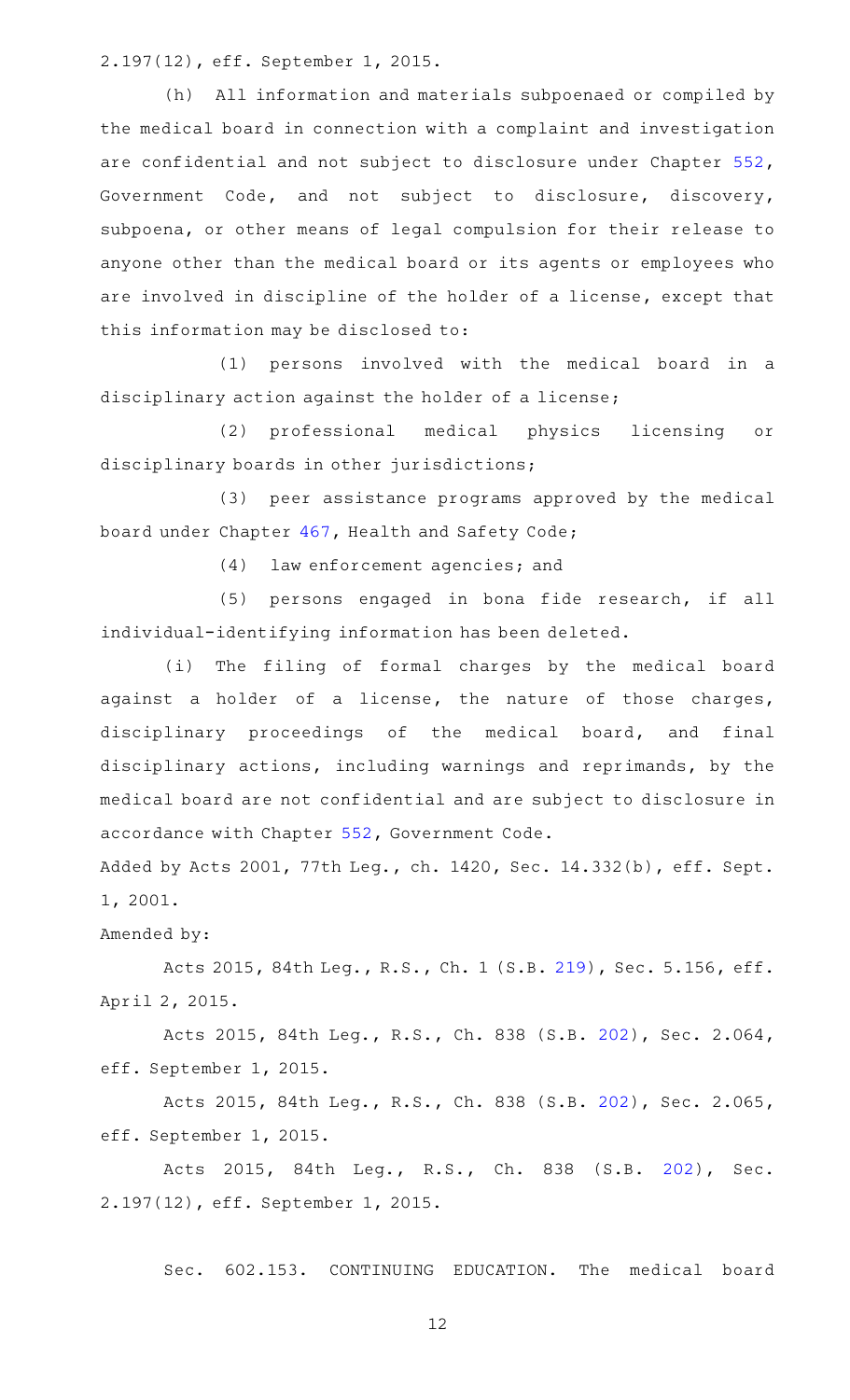2.197(12), eff. September 1, 2015.

(h) All information and materials subpoenaed or compiled by the medical board in connection with a complaint and investigation are confidential and not subject to disclosure under Chapter 552, Government Code, and not subject to disclosure, discovery, subpoena, or other means of legal compulsion for their release to anyone other than the medical board or its agents or employees who are involved in discipline of the holder of a license, except that this information may be disclosed to:

(1) persons involved with the medical board in a disciplinary action against the holder of a license;

(2) professional medical physics licensing or disciplinary boards in other jurisdictions;

(3) peer assistance programs approved by the medical board under Chapter 467, Health and Safety Code;

(4) law enforcement agencies; and

(5) persons engaged in bona fide research, if all individual-identifying information has been deleted.

(i) The filing of formal charges by the medical board against a holder of a license, the nature of those charges, disciplinary proceedings of the medical board, and final disciplinary actions, including warnings and reprimands, by the medical board are not confidential and are subject to disclosure in accordance with Chapter 552, Government Code.

Added by Acts 2001, 77th Leg., ch. 1420, Sec. 14.332(b), eff. Sept. 1, 2001.

Amended by:

Acts 2015, 84th Leg., R.S., Ch. 1 (S.B. 219), Sec. 5.156, eff. April 2, 2015.

Acts 2015, 84th Leg., R.S., Ch. 838 (S.B. 202), Sec. 2.064, eff. September 1, 2015.

Acts 2015, 84th Leg., R.S., Ch. 838 (S.B. 202), Sec. 2.065, eff. September 1, 2015.

Acts 2015, 84th Leg., R.S., Ch. 838 (S.B. 202), Sec. 2.197(12), eff. September 1, 2015.

Sec. 602.153. CONTINUING EDUCATION. The medical board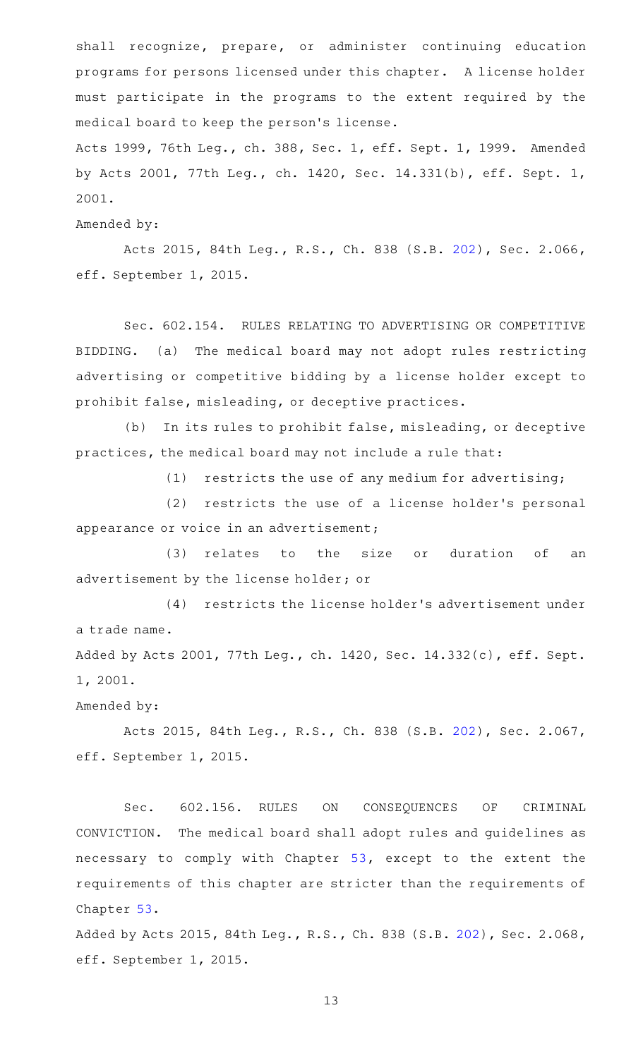shall recognize, prepare, or administer continuing education programs for persons licensed under this chapter. A license holder must participate in the programs to the extent required by the medical board to keep the person's license.

Acts 1999, 76th Leg., ch. 388, Sec. 1, eff. Sept. 1, 1999. Amended by Acts 2001, 77th Leg., ch. 1420, Sec. 14.331(b), eff. Sept. 1, 2001.

Amended by:

Acts 2015, 84th Leg., R.S., Ch. 838 (S.B. 202), Sec. 2.066, eff. September 1, 2015.

Sec. 602.154. RULES RELATING TO ADVERTISING OR COMPETITIVE BIDDING. (a) The medical board may not adopt rules restricting advertising or competitive bidding by a license holder except to prohibit false, misleading, or deceptive practices.

(b) In its rules to prohibit false, misleading, or deceptive practices, the medical board may not include a rule that:

(1) restricts the use of any medium for advertising;

(2) restricts the use of a license holder's personal appearance or voice in an advertisement;

(3) relates to the size or duration of an advertisement by the license holder; or

(4) restricts the license holder's advertisement under a trade name.

Added by Acts 2001, 77th Leg., ch. 1420, Sec. 14.332(c), eff. Sept. 1, 2001.

Amended by:

Acts 2015, 84th Leg., R.S., Ch. 838 (S.B. 202), Sec. 2.067, eff. September 1, 2015.

Sec. 602.156. RULES ON CONSEQUENCES OF CRIMINAL CONVICTION. The medical board shall adopt rules and guidelines as necessary to comply with Chapter 53, except to the extent the requirements of this chapter are stricter than the requirements of Chapter 53.

Added by Acts 2015, 84th Leg., R.S., Ch. 838 (S.B. 202), Sec. 2.068, eff. September 1, 2015.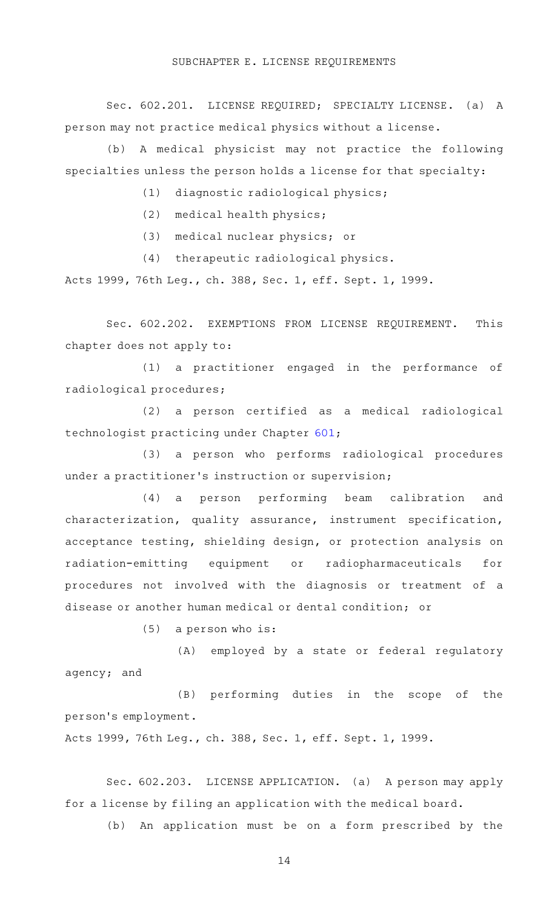SUBCHAPTER E. LICENSE REQUIREMENTS

Sec. 602.201. LICENSE REQUIRED; SPECIALTY LICENSE. (a) A person may not practice medical physics without a license.

(b) A medical physicist may not practice the following specialties unless the person holds a license for that specialty:

(1) diagnostic radiological physics;

(2) medical health physics;

(3) medical nuclear physics; or

(4) therapeutic radiological physics.

Acts 1999, 76th Leg., ch. 388, Sec. 1, eff. Sept. 1, 1999.

Sec. 602.202. EXEMPTIONS FROM LICENSE REQUIREMENT. This chapter does not apply to:

(1) a practitioner engaged in the performance of radiological procedures;

(2) a person certified as a medical radiological technologist practicing under Chapter 601;

(3) a person who performs radiological procedures under a practitioner's instruction or supervision;

(4) a person performing beam calibration and characterization, quality assurance, instrument specification, acceptance testing, shielding design, or protection analysis on radiation-emitting equipment or radiopharmaceuticals for procedures not involved with the diagnosis or treatment of a disease or another human medical or dental condition; or

(5) a person who is:

(A) employed by a state or federal regulatory agency; and

(B) performing duties in the scope of the person's employment.

Acts 1999, 76th Leg., ch. 388, Sec. 1, eff. Sept. 1, 1999.

Sec. 602.203. LICENSE APPLICATION. (a) A person may apply for a license by filing an application with the medical board.

(b) An application must be on a form prescribed by the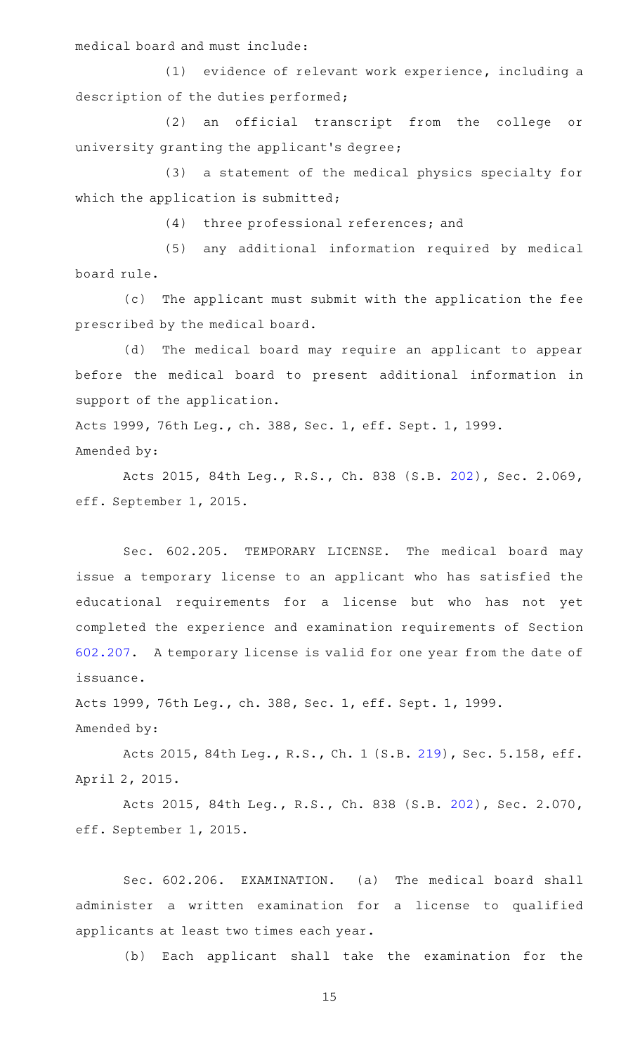medical board and must include:

(1) evidence of relevant work experience, including a description of the duties performed;

(2) an official transcript from the college or university granting the applicant's degree;

(3) a statement of the medical physics specialty for which the application is submitted;

(4) three professional references; and

(5) any additional information required by medical board rule.

(c) The applicant must submit with the application the fee prescribed by the medical board.

(d) The medical board may require an applicant to appear before the medical board to present additional information in support of the application.

Acts 1999, 76th Leg., ch. 388, Sec. 1, eff. Sept. 1, 1999.
Amended by:

Acts 2015, 84th Leg., R.S., Ch. 838 (S.B. 202), Sec. 2.069, eff. September 1, 2015.

Sec. 602.205. TEMPORARY LICENSE. The medical board may issue a temporary license to an applicant who has satisfied the educational requirements for a license but who has not yet completed the experience and examination requirements of Section 602.207. A temporary license is valid for one year from the date of issuance.

Acts 1999, 76th Leg., ch. 388, Sec. 1, eff. Sept. 1, 1999.
Amended by:

Acts 2015, 84th Leg., R.S., Ch. 1 (S.B. 219), Sec. 5.158, eff. April 2, 2015.

Acts 2015, 84th Leg., R.S., Ch. 838 (S.B. 202), Sec. 2.070, eff. September 1, 2015.

Sec. 602.206. EXAMINATION. (a) The medical board shall administer a written examination for a license to qualified applicants at least two times each year.

(b) Each applicant shall take the examination for the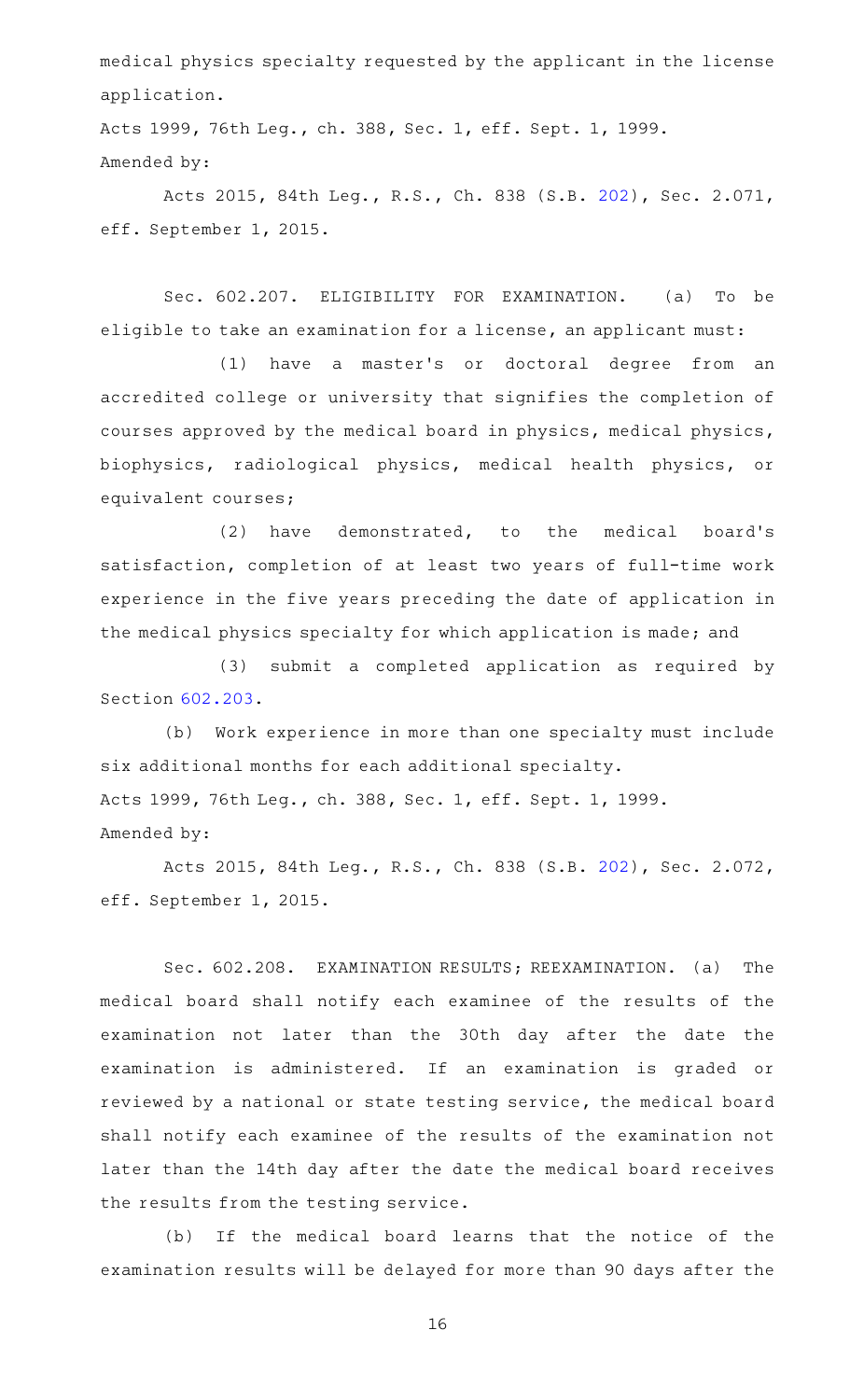medical physics specialty requested by the applicant in the license application.

Acts 1999, 76th Leg., ch. 388, Sec. 1, eff. Sept. 1, 1999.

Amended by:

Acts 2015, 84th Leg., R.S., Ch. 838 (S.B. 202), Sec. 2.071, eff. September 1, 2015.

Sec. 602.207. ELIGIBILITY FOR EXAMINATION. (a) To be eligible to take an examination for a license, an applicant must:

(1) have a master's or doctoral degree from an accredited college or university that signifies the completion of courses approved by the medical board in physics, medical physics, biophysics, radiological physics, medical health physics, or equivalent courses;

(2) have demonstrated, to the medical board's satisfaction, completion of at least two years of full-time work experience in the five years preceding the date of application in the medical physics specialty for which application is made; and

(3) submit a completed application as required by Section 602.203.

(b) Work experience in more than one specialty must include six additional months for each additional specialty.

Acts 1999, 76th Leg., ch. 388, Sec. 1, eff. Sept. 1, 1999.

Amended by:

Acts 2015, 84th Leg., R.S., Ch. 838 (S.B. 202), Sec. 2.072, eff. September 1, 2015.

Sec. 602.208. EXAMINATION RESULTS; REEXAMINATION. (a) The medical board shall notify each examinee of the results of the examination not later than the 30th day after the date the examination is administered. If an examination is graded or reviewed by a national or state testing service, the medical board shall notify each examinee of the results of the examination not later than the 14th day after the date the medical board receives the results from the testing service.

(b) If the medical board learns that the notice of the examination results will be delayed for more than 90 days after the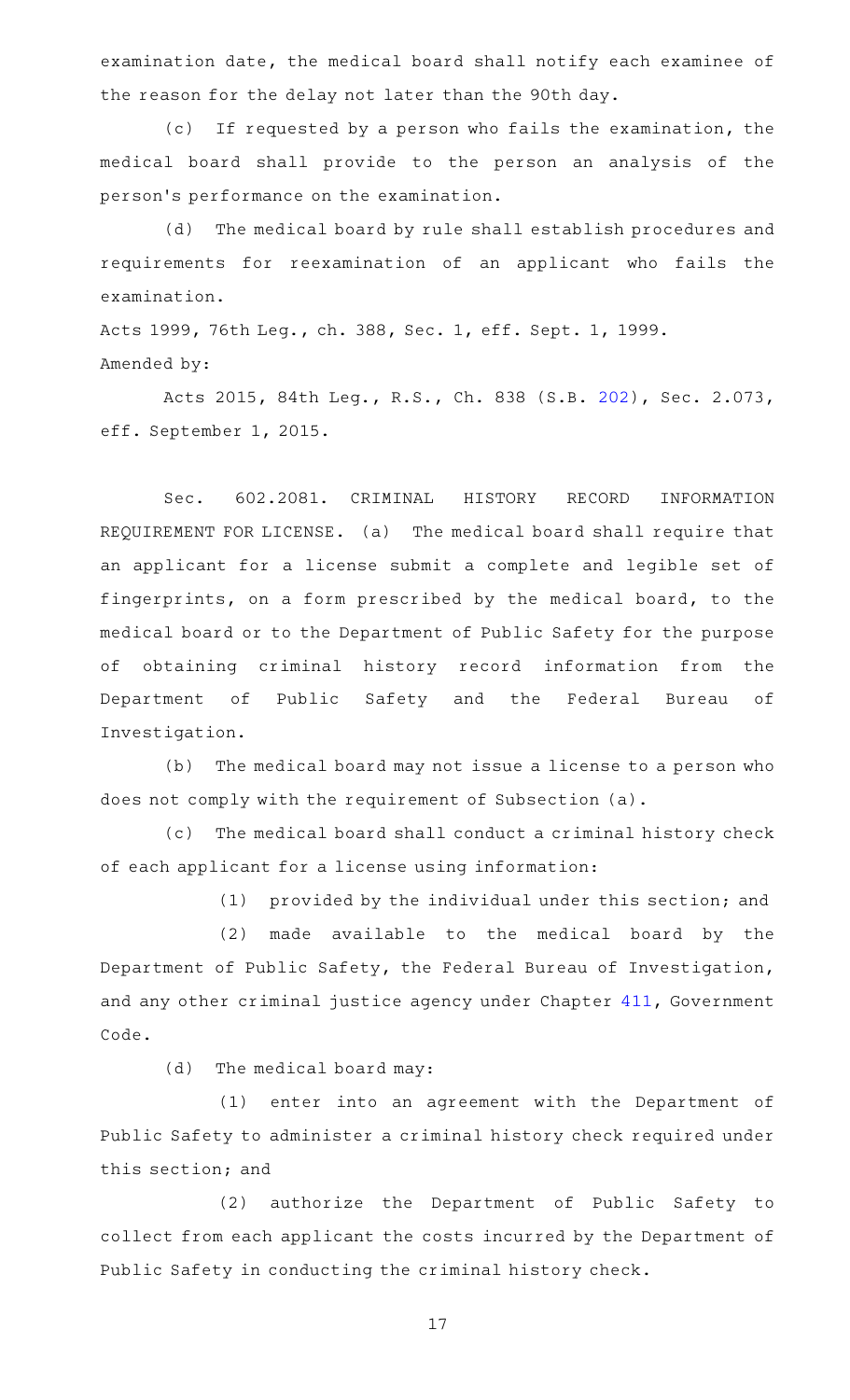examination date, the medical board shall notify each examinee of the reason for the delay not later than the 90th day.

(c) If requested by a person who fails the examination, the medical board shall provide to the person an analysis of the person's performance on the examination.

(d) The medical board by rule shall establish procedures and requirements for reexamination of an applicant who fails the examination.

Acts 1999, 76th Leg., ch. 388, Sec. 1, eff. Sept. 1, 1999.

Amended by:

Acts 2015, 84th Leg., R.S., Ch. 838 (S.B. 202), Sec. 2.073, eff. September 1, 2015.

Sec. 602.2081. CRIMINAL HISTORY RECORD INFORMATION REQUIREMENT FOR LICENSE. (a) The medical board shall require that an applicant for a license submit a complete and legible set of fingerprints, on a form prescribed by the medical board, to the medical board or to the Department of Public Safety for the purpose of obtaining criminal history record information from the Department of Public Safety and the Federal Bureau of Investigation.

(b) The medical board may not issue a license to a person who does not comply with the requirement of Subsection (a).

(c) The medical board shall conduct a criminal history check of each applicant for a license using information:

(1) provided by the individual under this section; and

(2) made available to the medical board by the Department of Public Safety, the Federal Bureau of Investigation, and any other criminal justice agency under Chapter 411, Government Code.

(d) The medical board may:

(1) enter into an agreement with the Department of Public Safety to administer a criminal history check required under this section; and

(2) authorize the Department of Public Safety to collect from each applicant the costs incurred by the Department of Public Safety in conducting the criminal history check.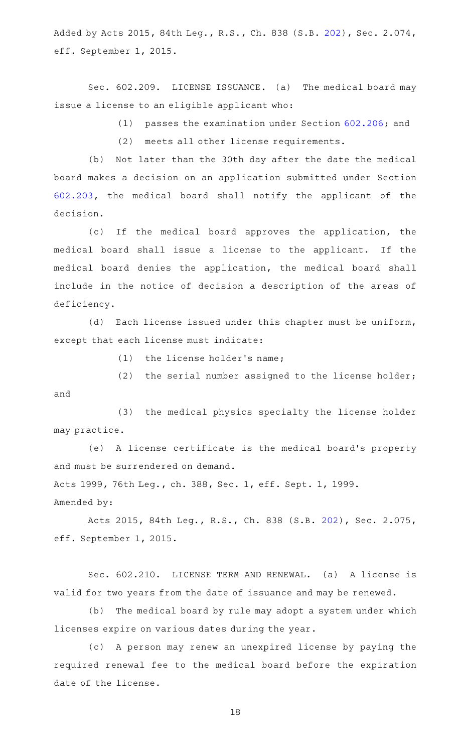Added by Acts 2015, 84th Leg., R.S., Ch. 838 (S.B. 202), Sec. 2.074, eff. September 1, 2015.

Sec. 602.209. LICENSE ISSUANCE. (a) The medical board may issue a license to an eligible applicant who:

(1) passes the examination under Section 602.206; and

(2) meets all other license requirements.

(b) Not later than the 30th day after the date the medical board makes a decision on an application submitted under Section 602.203, the medical board shall notify the applicant of the decision.

(c) If the medical board approves the application, the medical board shall issue a license to the applicant. If the medical board denies the application, the medical board shall include in the notice of decision a description of the areas of deficiency.

(d) Each license issued under this chapter must be uniform, except that each license must indicate:

(1) the license holder's name;

(2) the serial number assigned to the license holder; and

(3) the medical physics specialty the license holder may practice.

(e) A license certificate is the medical board's property and must be surrendered on demand.

Acts 1999, 76th Leg., ch. 388, Sec. 1, eff. Sept. 1, 1999.

Amended by:

Acts 2015, 84th Leg., R.S., Ch. 838 (S.B. 202), Sec. 2.075, eff. September 1, 2015.

Sec. 602.210. LICENSE TERM AND RENEWAL. (a) A license is valid for two years from the date of issuance and may be renewed.

(b) The medical board by rule may adopt a system under which licenses expire on various dates during the year.

(c) A person may renew an unexpired license by paying the required renewal fee to the medical board before the expiration date of the license.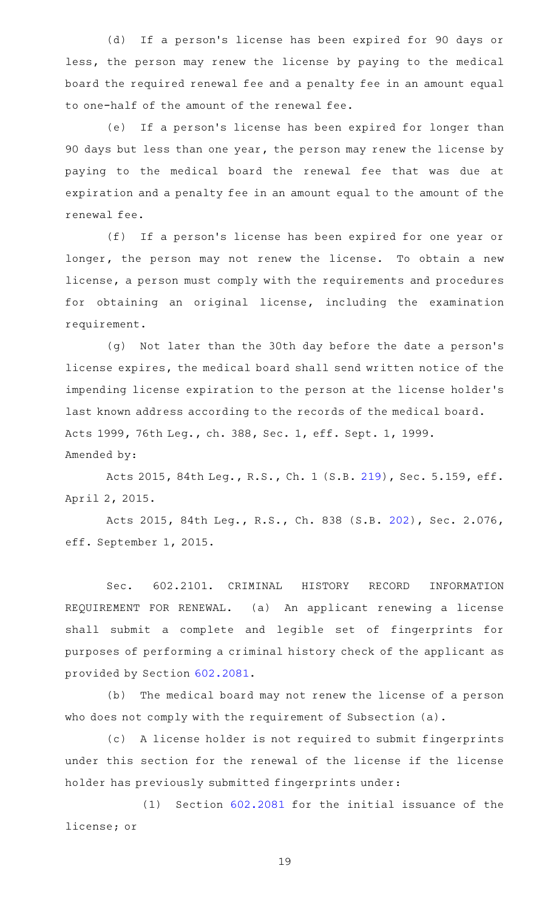(d) If a person's license has been expired for 90 days or less, the person may renew the license by paying to the medical board the required renewal fee and a penalty fee in an amount equal to one-half of the amount of the renewal fee.

(e) If a person's license has been expired for longer than 90 days but less than one year, the person may renew the license by paying to the medical board the renewal fee that was due at expiration and a penalty fee in an amount equal to the amount of the renewal fee.

(f) If a person's license has been expired for one year or longer, the person may not renew the license. To obtain a new license, a person must comply with the requirements and procedures for obtaining an original license, including the examination requirement.

(g) Not later than the 30th day before the date a person's license expires, the medical board shall send written notice of the impending license expiration to the person at the license holder's last known address according to the records of the medical board.

Acts 1999, 76th Leg., ch. 388, Sec. 1, eff. Sept. 1, 1999.

Amended by:

Acts 2015, 84th Leg., R.S., Ch. 1 (S.B. 219), Sec. 5.159, eff. April 2, 2015.

Acts 2015, 84th Leg., R.S., Ch. 838 (S.B. 202), Sec. 2.076, eff. September 1, 2015.

Sec. 602.2101. CRIMINAL HISTORY RECORD INFORMATION REQUIREMENT FOR RENEWAL. (a) An applicant renewing a license shall submit a complete and legible set of fingerprints for purposes of performing a criminal history check of the applicant as provided by Section 602.2081.

(b) The medical board may not renew the license of a person who does not comply with the requirement of Subsection (a).

(c) A license holder is not required to submit fingerprints under this section for the renewal of the license if the license holder has previously submitted fingerprints under:

(1) Section 602.2081 for the initial issuance of the license; or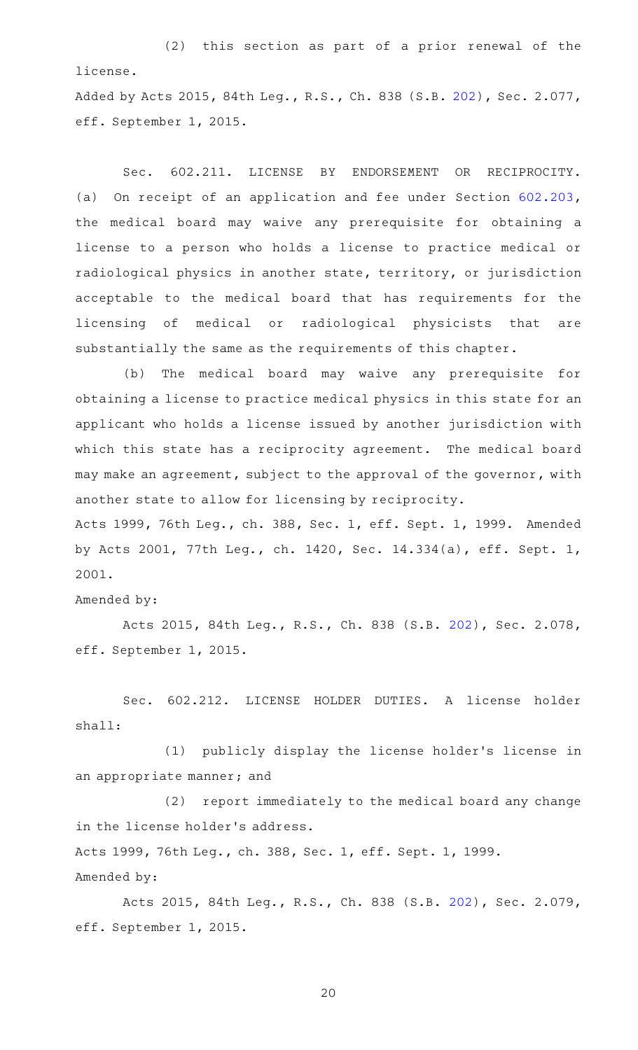(2) this section as part of a prior renewal of the license.

Added by Acts 2015, 84th Leg., R.S., Ch. 838 (S.B. 202), Sec. 2.077, eff. September 1, 2015.

Sec. 602.211. LICENSE BY ENDORSEMENT OR RECIPROCITY. (a) On receipt of an application and fee under Section 602.203, the medical board may waive any prerequisite for obtaining a license to a person who holds a license to practice medical or radiological physics in another state, territory, or jurisdiction acceptable to the medical board that has requirements for the licensing of medical or radiological physicists that are substantially the same as the requirements of this chapter.

(b) The medical board may waive any prerequisite for obtaining a license to practice medical physics in this state for an applicant who holds a license issued by another jurisdiction with which this state has a reciprocity agreement. The medical board may make an agreement, subject to the approval of the governor, with another state to allow for licensing by reciprocity.

Acts 1999, 76th Leg., ch. 388, Sec. 1, eff. Sept. 1, 1999. Amended by Acts 2001, 77th Leg., ch. 1420, Sec. 14.334(a), eff. Sept. 1, 2001.

Amended by:

Acts 2015, 84th Leg., R.S., Ch. 838 (S.B. 202), Sec. 2.078, eff. September 1, 2015.

Sec. 602.212. LICENSE HOLDER DUTIES. A license holder shall:

(1) publicly display the license holder's license in an appropriate manner; and

(2) report immediately to the medical board any change in the license holder's address.

Acts 1999, 76th Leg., ch. 388, Sec. 1, eff. Sept. 1, 1999.

Amended by:

Acts 2015, 84th Leg., R.S., Ch. 838 (S.B. 202), Sec. 2.079, eff. September 1, 2015.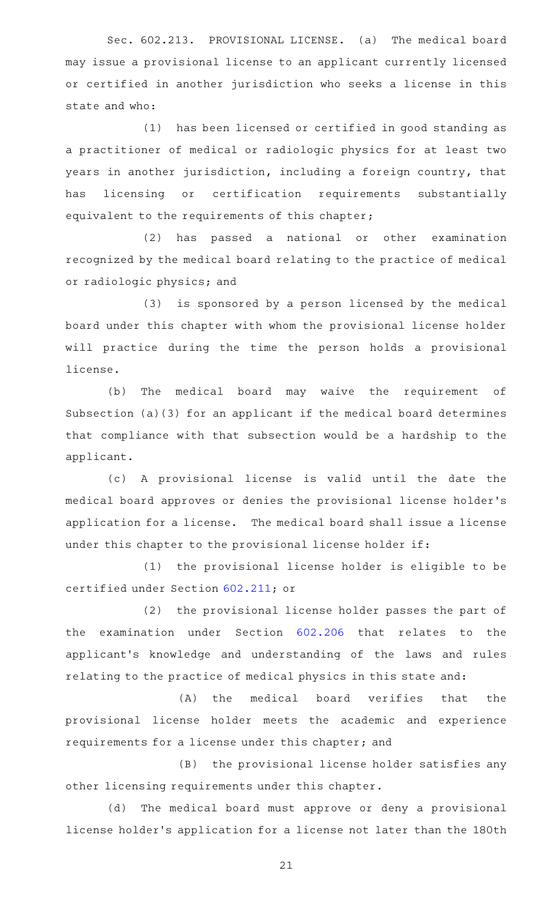Sec. 602.213. PROVISIONAL LICENSE. (a) The medical board may issue a provisional license to an applicant currently licensed or certified in another jurisdiction who seeks a license in this state and who:

(1) has been licensed or certified in good standing as a practitioner of medical or radiologic physics for at least two years in another jurisdiction, including a foreign country, that has licensing or certification requirements substantially equivalent to the requirements of this chapter;

(2) has passed a national or other examination recognized by the medical board relating to the practice of medical or radiologic physics; and

(3) is sponsored by a person licensed by the medical board under this chapter with whom the provisional license holder will practice during the time the person holds a provisional license.

(b) The medical board may waive the requirement of Subsection (a)(3) for an applicant if the medical board determines that compliance with that subsection would be a hardship to the applicant.

(c) A provisional license is valid until the date the medical board approves or denies the provisional license holder's application for a license. The medical board shall issue a license under this chapter to the provisional license holder if:

(1) the provisional license holder is eligible to be certified under Section 602.211; or

(2) the provisional license holder passes the part of the examination under Section 602.206 that relates to the applicant's knowledge and understanding of the laws and rules relating to the practice of medical physics in this state and:

(A) the medical board verifies that the provisional license holder meets the academic and experience requirements for a license under this chapter; and

(B) the provisional license holder satisfies any other licensing requirements under this chapter.

(d) The medical board must approve or deny a provisional license holder's application for a license not later than the 180th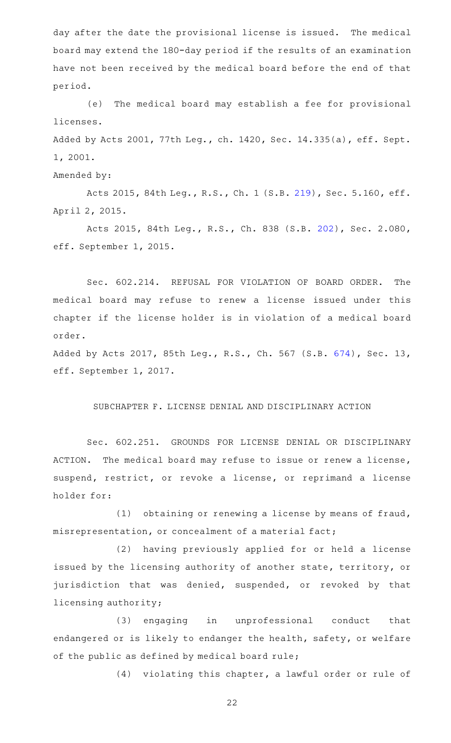day after the date the provisional license is issued. The medical board may extend the 180-day period if the results of an examination have not been received by the medical board before the end of that period.

(e) The medical board may establish a fee for provisional licenses.

Added by Acts 2001, 77th Leg., ch. 1420, Sec. 14.335(a), eff. Sept. 1, 2001.

Amended by:

Acts 2015, 84th Leg., R.S., Ch. 1 (S.B. 219), Sec. 5.160, eff. April 2, 2015.

Acts 2015, 84th Leg., R.S., Ch. 838 (S.B. 202), Sec. 2.080, eff. September 1, 2015.

Sec. 602.214. REFUSAL FOR VIOLATION OF BOARD ORDER. The medical board may refuse to renew a license issued under this chapter if the license holder is in violation of a medical board order.

Added by Acts 2017, 85th Leg., R.S., Ch. 567 (S.B. 674), Sec. 13, eff. September 1, 2017.

SUBCHAPTER F. LICENSE DENIAL AND DISCIPLINARY ACTION

Sec. 602.251. GROUNDS FOR LICENSE DENIAL OR DISCIPLINARY ACTION. The medical board may refuse to issue or renew a license, suspend, restrict, or revoke a license, or reprimand a license holder for:

(1) obtaining or renewing a license by means of fraud, misrepresentation, or concealment of a material fact;

(2) having previously applied for or held a license issued by the licensing authority of another state, territory, or jurisdiction that was denied, suspended, or revoked by that licensing authority;

(3) engaging in unprofessional conduct that endangered or is likely to endanger the health, safety, or welfare of the public as defined by medical board rule;

(4) violating this chapter, a lawful order or rule of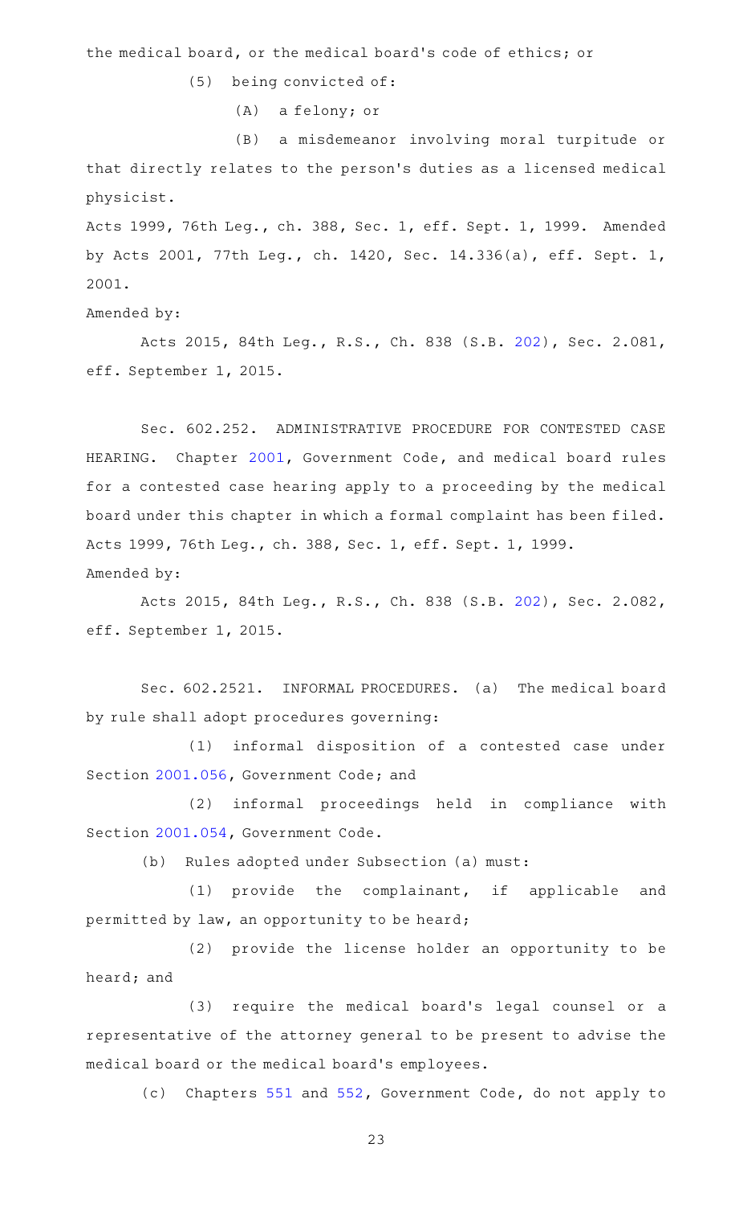the medical board, or the medical board's code of ethics; or

(5) being convicted of:

(A) a felony; or

(B) a misdemeanor involving moral turpitude or that directly relates to the person's duties as a licensed medical physicist.

Acts 1999, 76th Leg., ch. 388, Sec. 1, eff. Sept. 1, 1999. Amended by Acts 2001, 77th Leg., ch. 1420, Sec. 14.336(a), eff. Sept. 1, 2001.

Amended by:

Acts 2015, 84th Leg., R.S., Ch. 838 (S.B. 202), Sec. 2.081, eff. September 1, 2015.

Sec. 602.252. ADMINISTRATIVE PROCEDURE FOR CONTESTED CASE HEARING. Chapter 2001, Government Code, and medical board rules for a contested case hearing apply to a proceeding by the medical board under this chapter in which a formal complaint has been filed.

Acts 1999, 76th Leg., ch. 388, Sec. 1, eff. Sept. 1, 1999.

Amended by:

Acts 2015, 84th Leg., R.S., Ch. 838 (S.B. 202), Sec. 2.082, eff. September 1, 2015.

Sec. 602.2521. INFORMAL PROCEDURES. (a) The medical board by rule shall adopt procedures governing:

(1) informal disposition of a contested case under Section 2001.056, Government Code; and

(2) informal proceedings held in compliance with Section 2001.054, Government Code.

(b) Rules adopted under Subsection (a) must:

(1) provide the complainant, if applicable and permitted by law, an opportunity to be heard;

(2) provide the license holder an opportunity to be heard; and

(3) require the medical board's legal counsel or a representative of the attorney general to be present to advise the medical board or the medical board's employees.

(c) Chapters 551 and 552, Government Code, do not apply to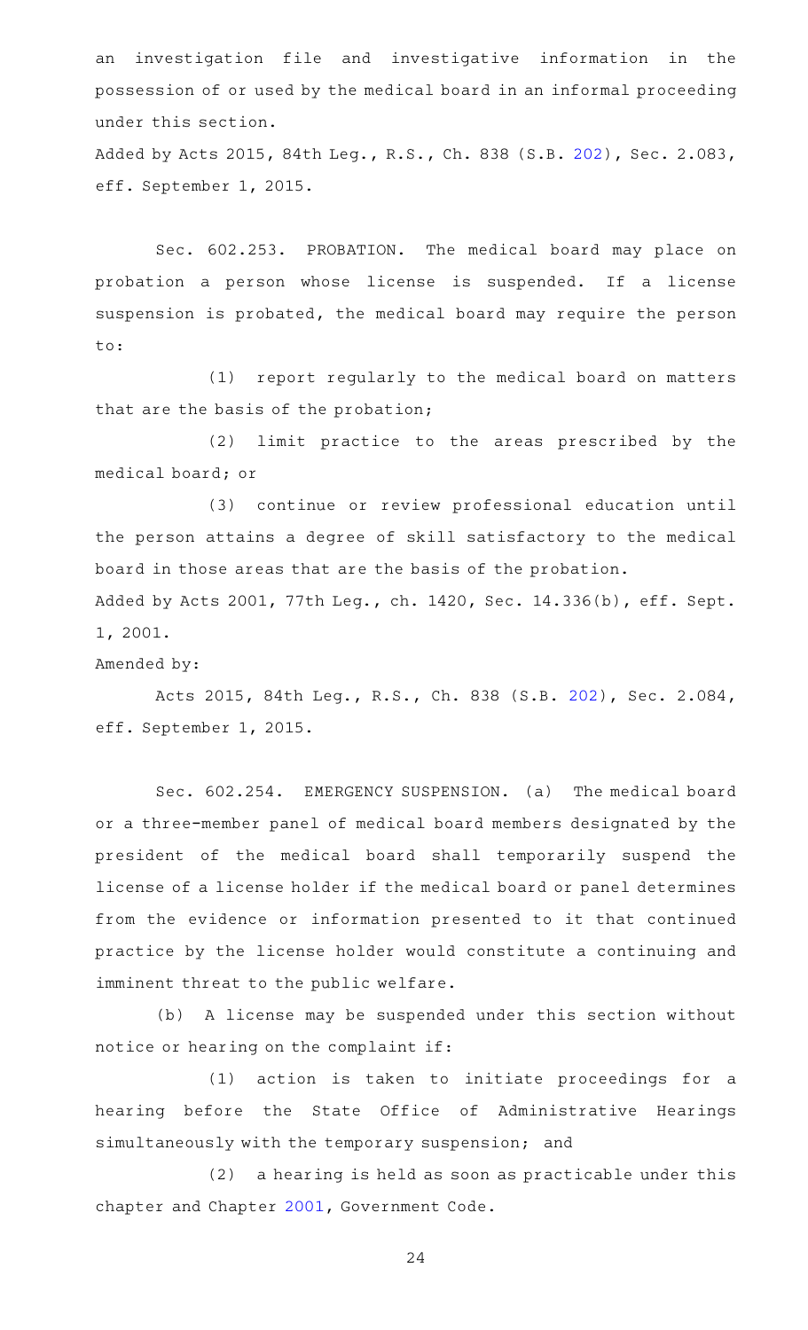an investigation file and investigative information in the possession of or used by the medical board in an informal proceeding under this section.

Added by Acts 2015, 84th Leg., R.S., Ch. 838 (S.B. 202), Sec. 2.083, eff. September 1, 2015.

Sec. 602.253. PROBATION. The medical board may place on probation a person whose license is suspended. If a license suspension is probated, the medical board may require the person to:

(1) report regularly to the medical board on matters that are the basis of the probation;

(2) limit practice to the areas prescribed by the medical board; or

(3) continue or review professional education until the person attains a degree of skill satisfactory to the medical board in those areas that are the basis of the probation.

Added by Acts 2001, 77th Leg., ch. 1420, Sec. 14.336(b), eff. Sept. 1, 2001.

Amended by:

Acts 2015, 84th Leg., R.S., Ch. 838 (S.B. 202), Sec. 2.084, eff. September 1, 2015.

Sec. 602.254. EMERGENCY SUSPENSION. (a) The medical board or a three-member panel of medical board members designated by the president of the medical board shall temporarily suspend the license of a license holder if the medical board or panel determines from the evidence or information presented to it that continued practice by the license holder would constitute a continuing and imminent threat to the public welfare.

(b) A license may be suspended under this section without notice or hearing on the complaint if:

(1) action is taken to initiate proceedings for a hearing before the State Office of Administrative Hearings simultaneously with the temporary suspension; and

(2) a hearing is held as soon as practicable under this chapter and Chapter 2001, Government Code.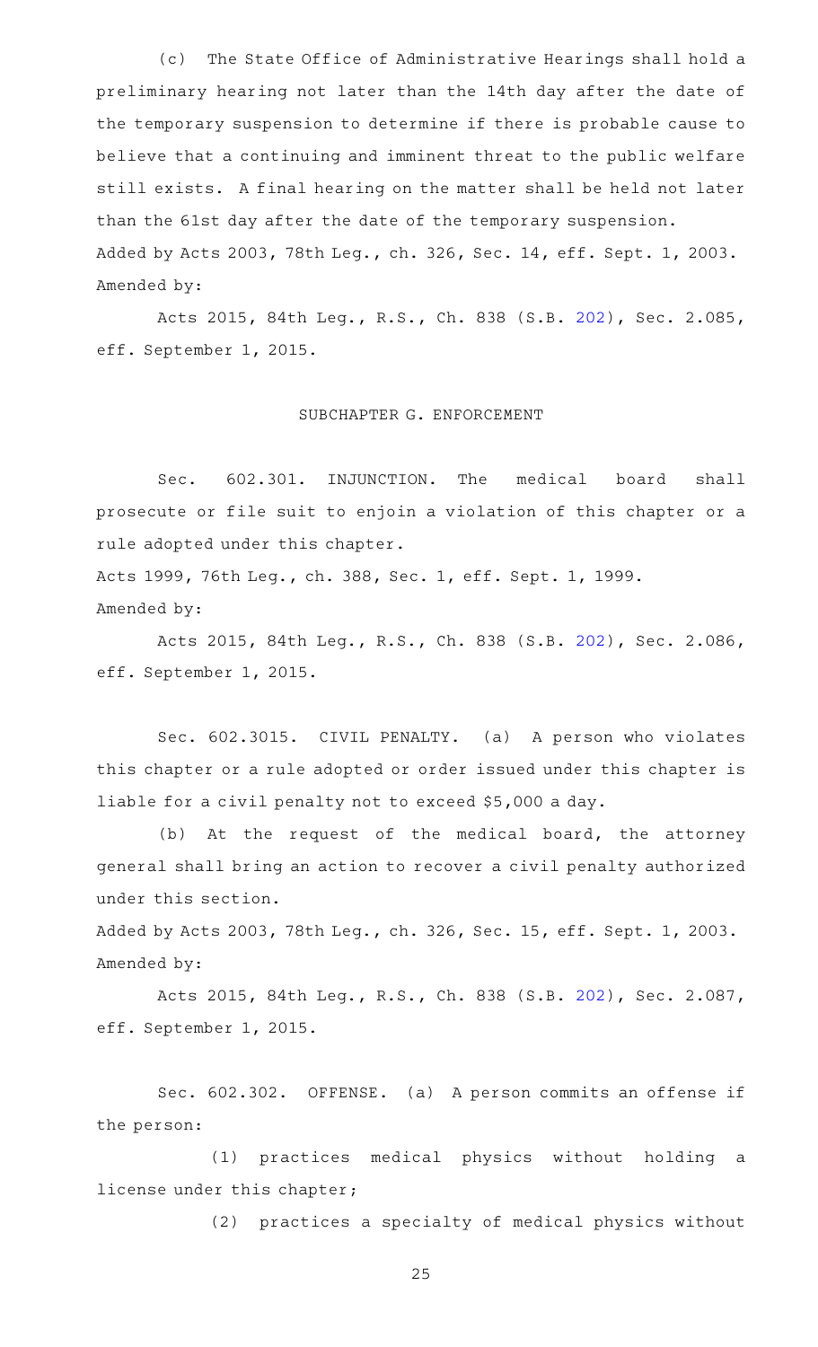(c) The State Office of Administrative Hearings shall hold a preliminary hearing not later than the 14th day after the date of the temporary suspension to determine if there is probable cause to believe that a continuing and imminent threat to the public welfare still exists. A final hearing on the matter shall be held not later than the 61st day after the date of the temporary suspension.

Added by Acts 2003, 78th Leg., ch. 326, Sec. 14, eff. Sept. 1, 2003.

Amended by:

Acts 2015, 84th Leg., R.S., Ch. 838 (S.B. 202), Sec. 2.085, eff. September 1, 2015.

## SUBCHAPTER G. ENFORCEMENT

Sec. 602.301. INJUNCTION. The medical board shall prosecute or file suit to enjoin a violation of this chapter or a rule adopted under this chapter.

Acts 1999, 76th Leg., ch. 388, Sec. 1, eff. Sept. 1, 1999.

Amended by:

Acts 2015, 84th Leg., R.S., Ch. 838 (S.B. 202), Sec. 2.086, eff. September 1, 2015.

Sec. 602.3015. CIVIL PENALTY. (a) A person who violates this chapter or a rule adopted or order issued under this chapter is liable for a civil penalty not to exceed $5,000 a day.

(b) At the request of the medical board, the attorney general shall bring an action to recover a civil penalty authorized under this section.

Added by Acts 2003, 78th Leg., ch. 326, Sec. 15, eff. Sept. 1, 2003.

Amended by:

Acts 2015, 84th Leg., R.S., Ch. 838 (S.B. 202), Sec. 2.087, eff. September 1, 2015.

Sec. 602.302. OFFENSE. (a) A person commits an offense if the person:

(1) practices medical physics without holding a license under this chapter;

(2) practices a specialty of medical physics without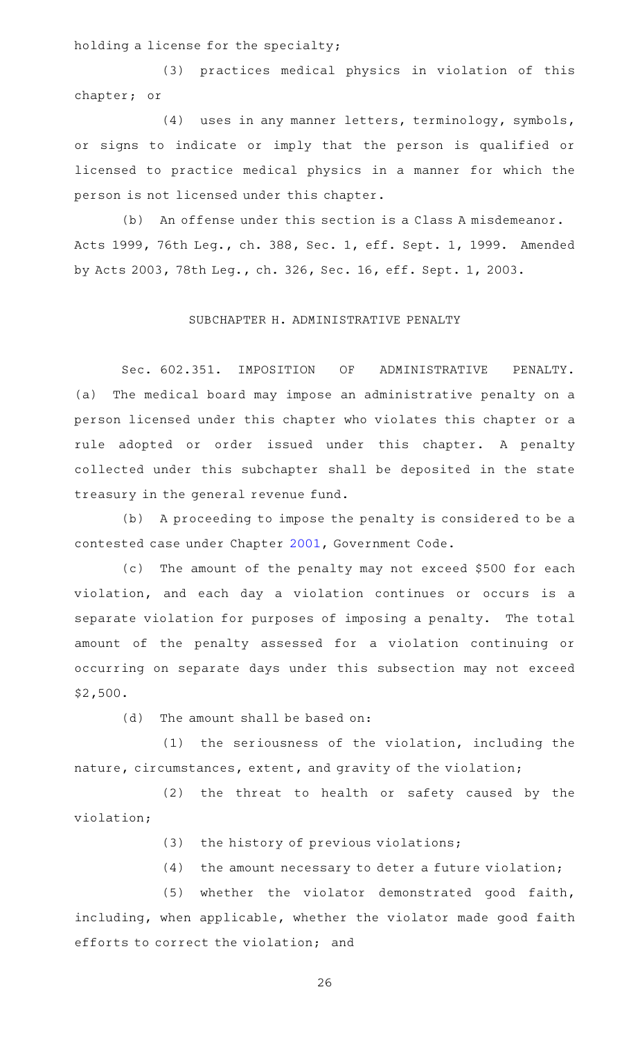holding a license for the specialty;

(3) practices medical physics in violation of this chapter; or

(4) uses in any manner letters, terminology, symbols, or signs to indicate or imply that the person is qualified or licensed to practice medical physics in a manner for which the person is not licensed under this chapter.

(b) An offense under this section is a Class A misdemeanor.

Acts 1999, 76th Leg., ch. 388, Sec. 1, eff. Sept. 1, 1999. Amended by Acts 2003, 78th Leg., ch. 326, Sec. 16, eff. Sept. 1, 2003.

## SUBCHAPTER H. ADMINISTRATIVE PENALTY

Sec. 602.351. IMPOSITION OF ADMINISTRATIVE PENALTY. (a) The medical board may impose an administrative penalty on a person licensed under this chapter who violates this chapter or a rule adopted or order issued under this chapter. A penalty collected under this subchapter shall be deposited in the state treasury in the general revenue fund.

(b) A proceeding to impose the penalty is considered to be a contested case under Chapter 2001, Government Code.

(c) The amount of the penalty may not exceed $500 for each violation, and each day a violation continues or occurs is a separate violation for purposes of imposing a penalty. The total amount of the penalty assessed for a violation continuing or occurring on separate days under this subsection may not exceed $2,500.

(d) The amount shall be based on:

(1) the seriousness of the violation, including the nature, circumstances, extent, and gravity of the violation;

(2) the threat to health or safety caused by the violation;

(3) the history of previous violations;

(4) the amount necessary to deter a future violation;

(5) whether the violator demonstrated good faith, including, when applicable, whether the violator made good faith efforts to correct the violation; and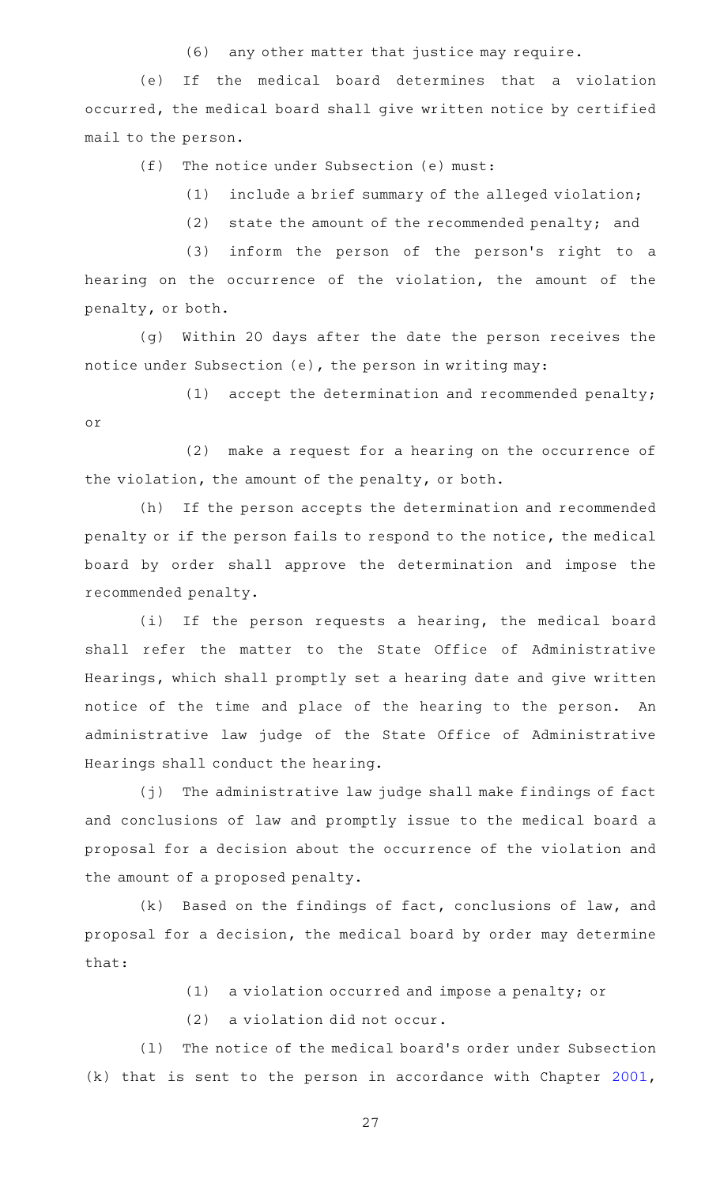(6) any other matter that justice may require.

(e) If the medical board determines that a violation occurred, the medical board shall give written notice by certified mail to the person.

(f) The notice under Subsection (e) must:

(1) include a brief summary of the alleged violation;

(2) state the amount of the recommended penalty; and

(3) inform the person of the person's right to a hearing on the occurrence of the violation, the amount of the penalty, or both.

(g) Within 20 days after the date the person receives the notice under Subsection (e), the person in writing may:

(1) accept the determination and recommended penalty; or

(2) make a request for a hearing on the occurrence of the violation, the amount of the penalty, or both.

(h) If the person accepts the determination and recommended penalty or if the person fails to respond to the notice, the medical board by order shall approve the determination and impose the recommended penalty.

(i) If the person requests a hearing, the medical board shall refer the matter to the State Office of Administrative Hearings, which shall promptly set a hearing date and give written notice of the time and place of the hearing to the person. An administrative law judge of the State Office of Administrative Hearings shall conduct the hearing.

(j) The administrative law judge shall make findings of fact and conclusions of law and promptly issue to the medical board a proposal for a decision about the occurrence of the violation and the amount of a proposed penalty.

(k) Based on the findings of fact, conclusions of law, and proposal for a decision, the medical board by order may determine that:

(1) a violation occurred and impose a penalty; or

(2) a violation did not occur.

(l) The notice of the medical board's order under Subsection (k) that is sent to the person in accordance with Chapter 2001,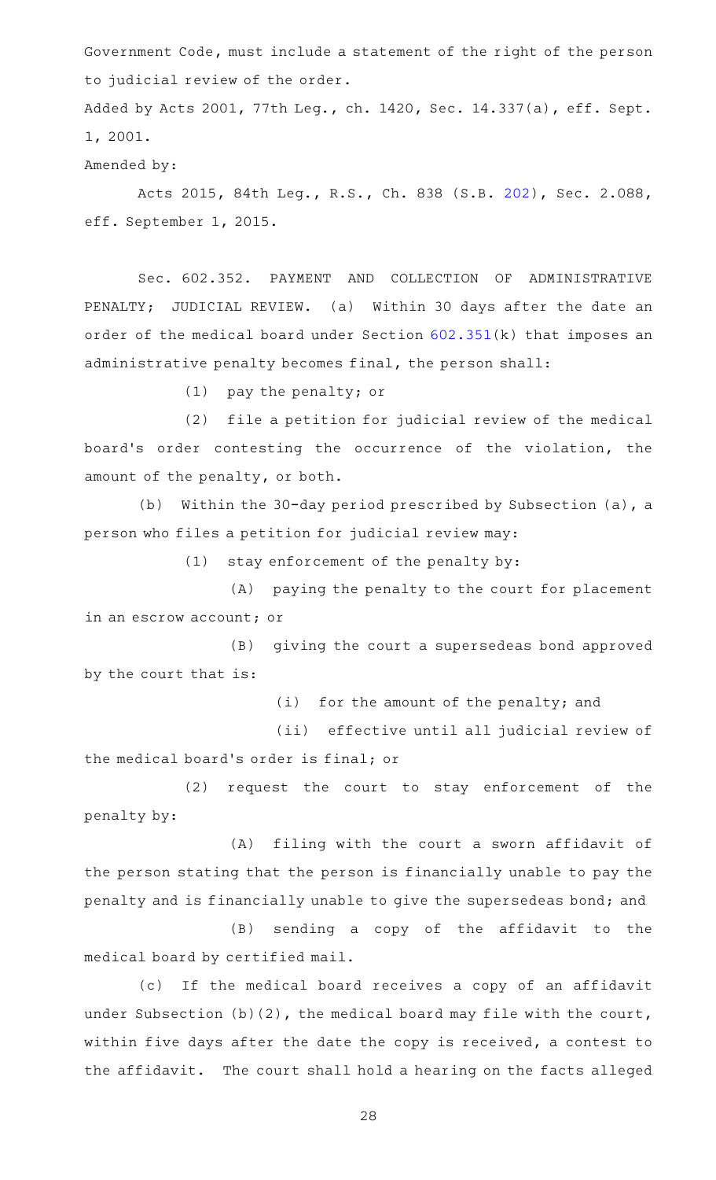Government Code, must include a statement of the right of the person to judicial review of the order.

Added by Acts 2001, 77th Leg., ch. 1420, Sec. 14.337(a), eff. Sept. 1, 2001.

Amended by:

Acts 2015, 84th Leg., R.S., Ch. 838 (S.B. 202), Sec. 2.088, eff. September 1, 2015.

Sec. 602.352. PAYMENT AND COLLECTION OF ADMINISTRATIVE PENALTY; JUDICIAL REVIEW. (a) Within 30 days after the date an order of the medical board under Section 602.351(k) that imposes an administrative penalty becomes final, the person shall:

(1) pay the penalty; or

(2) file a petition for judicial review of the medical board's order contesting the occurrence of the violation, the amount of the penalty, or both.

(b) Within the 30-day period prescribed by Subsection (a), a person who files a petition for judicial review may:

(1) stay enforcement of the penalty by:

(A) paying the penalty to the court for placement in an escrow account; or

(B) giving the court a supersedeas bond approved by the court that is:

(i) for the amount of the penalty; and

(ii) effective until all judicial review of the medical board's order is final; or

(2) request the court to stay enforcement of the penalty by:

(A) filing with the court a sworn affidavit of the person stating that the person is financially unable to pay the penalty and is financially unable to give the supersedeas bond; and

(B) sending a copy of the affidavit to the medical board by certified mail.

(c) If the medical board receives a copy of an affidavit under Subsection (b)(2), the medical board may file with the court, within five days after the date the copy is received, a contest to the affidavit. The court shall hold a hearing on the facts alleged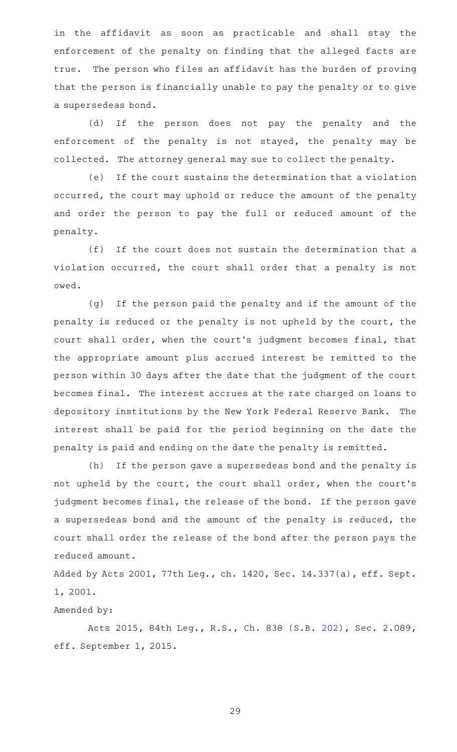in the affidavit as soon as practicable and shall stay the enforcement of the penalty on finding that the alleged facts are true. The person who files an affidavit has the burden of proving that the person is financially unable to pay the penalty or to give a supersedeas bond.

(d) If the person does not pay the penalty and the enforcement of the penalty is not stayed, the penalty may be collected. The attorney general may sue to collect the penalty.

(e) If the court sustains the determination that a violation occurred, the court may uphold or reduce the amount of the penalty and order the person to pay the full or reduced amount of the penalty.

(f) If the court does not sustain the determination that a violation occurred, the court shall order that a penalty is not owed.

(g) If the person paid the penalty and if the amount of the penalty is reduced or the penalty is not upheld by the court, the court shall order, when the court's judgment becomes final, that the appropriate amount plus accrued interest be remitted to the person within 30 days after the date that the judgment of the court becomes final. The interest accrues at the rate charged on loans to depository institutions by the New York Federal Reserve Bank. The interest shall be paid for the period beginning on the date the penalty is paid and ending on the date the penalty is remitted.

(h) If the person gave a supersedeas bond and the penalty is not upheld by the court, the court shall order, when the court's judgment becomes final, the release of the bond. If the person gave a supersedeas bond and the amount of the penalty is reduced, the court shall order the release of the bond after the person pays the reduced amount.

Added by Acts 2001, 77th Leg., ch. 1420, Sec. 14.337(a), eff. Sept. 1, 2001.

Amended by:

Acts 2015, 84th Leg., R.S., Ch. 838 (S.B. 202), Sec. 2.089, eff. September 1, 2015.